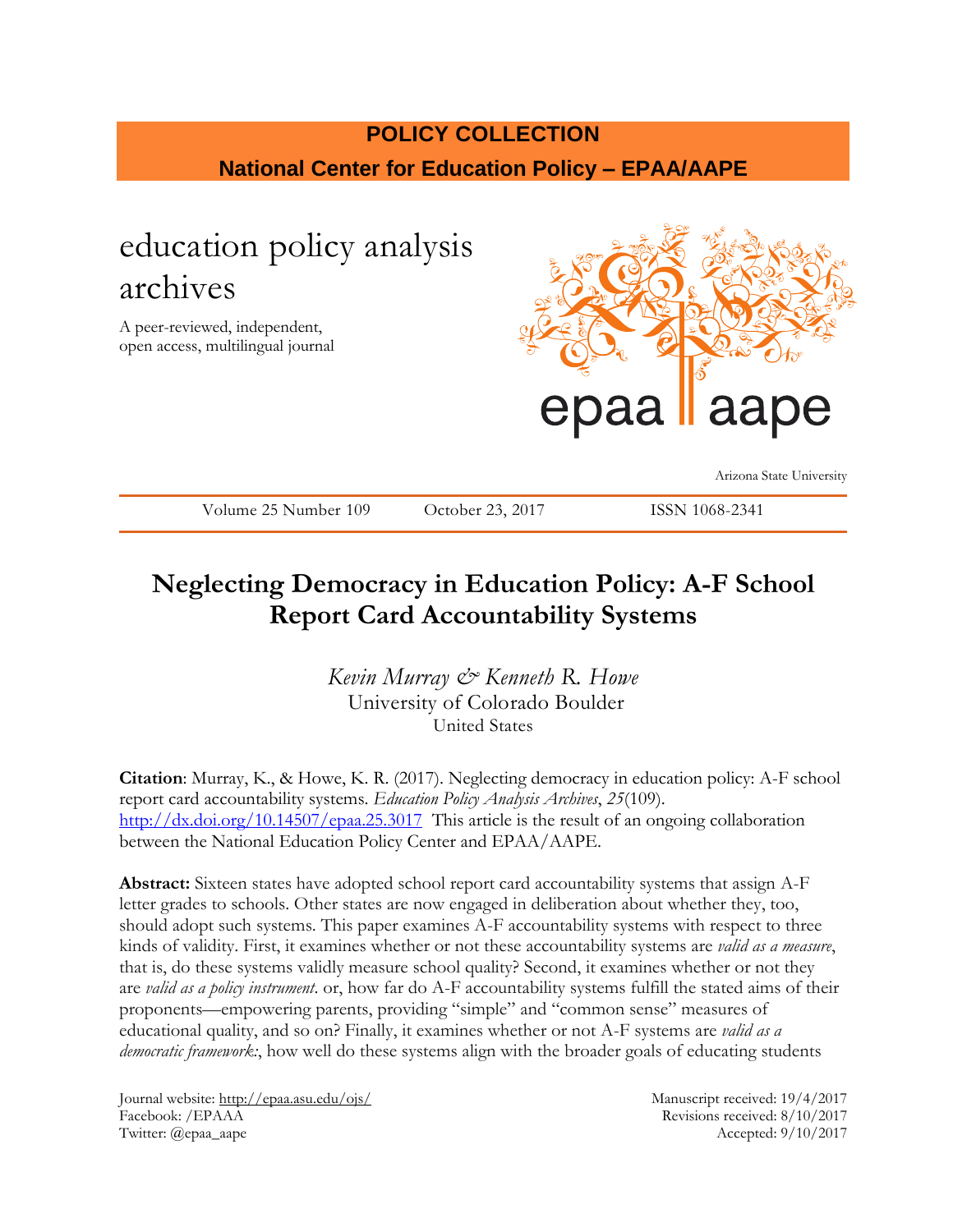**POLICY COLLECTION**

**National Center for Education Policy – EPAA/AAPE**

education policy analysis archives

A peer-reviewed, independent, open access, multilingual journal

epaa aape

Arizona State University

Volume 25 Number 109 October 23, 2017 ISSN 1068-2341

# Neglecting Democracy in Education Policy: A-F School Report Card Accountability Systems

*Kevin Murray & Kenneth R. Howe*
University of Colorado Boulder
United States

**Citation**: Murray, K., & Howe, K. R. (2017). Neglecting democracy in education policy: A-F school report card accountability systems. *Education Policy Analysis Archives*, *25*(109). http://dx.doi.org/10.14507/epaa.25.3017 This article is the result of an ongoing collaboration between the National Education Policy Center and EPAA/AAPE.

**Abstract:** Sixteen states have adopted school report card accountability systems that assign A-F letter grades to schools. Other states are now engaged in deliberation about whether they, too, should adopt such systems. This paper examines A-F accountability systems with respect to three kinds of validity. First, it examines whether or not these accountability systems are *valid as a measure*, that is, do these systems validly measure school quality? Second, it examines whether or not they are *valid as a policy instrument*. or, how far do A-F accountability systems fulfill the stated aims of their proponents—empowering parents, providing "simple" and "common sense" measures of educational quality, and so on? Finally, it examines whether or not A-F systems are *valid as a democratic framework:*, how well do these systems align with the broader goals of educating students

Journal website: http://epaa.asu.edu/ojs/
Facebook: /EPAAA
Twitter: @epaa_aape

Manuscript received: 19/4/2017
Revisions received: 8/10/2017
Accepted: 9/10/2017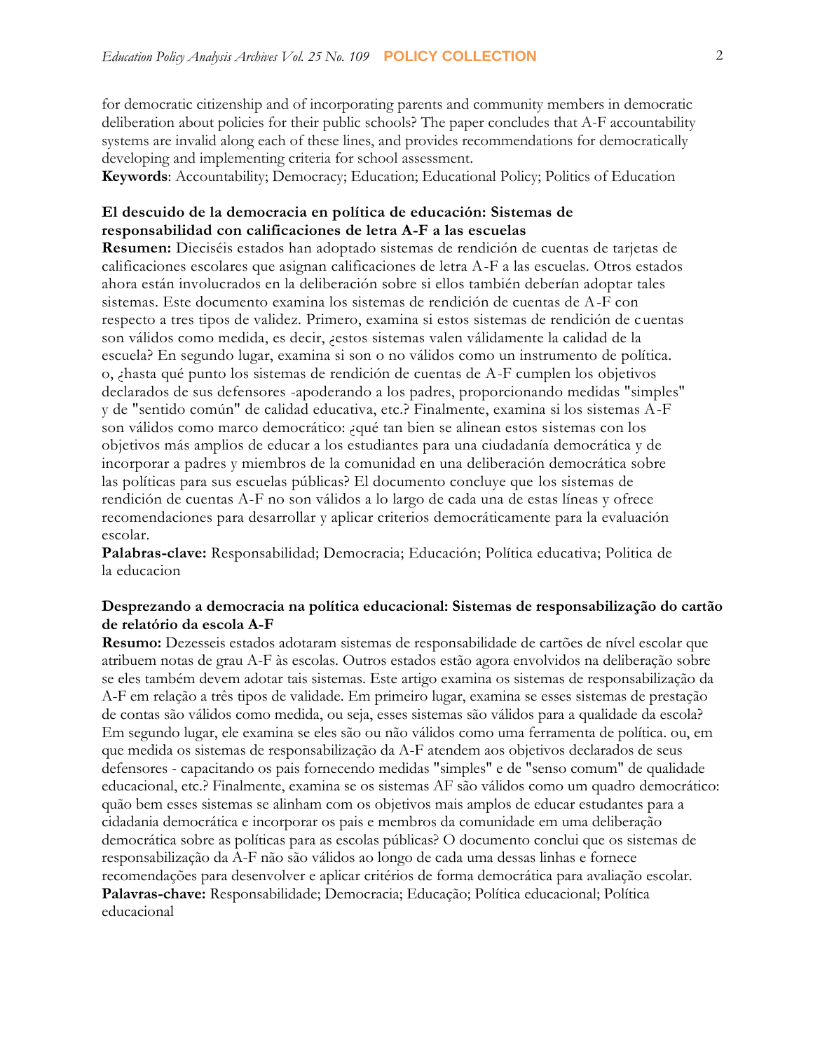for democratic citizenship and of incorporating parents and community members in democratic deliberation about policies for their public schools? The paper concludes that A-F accountability systems are invalid along each of these lines, and provides recommendations for democratically developing and implementing criteria for school assessment.

**Keywords**: Accountability; Democracy; Education; Educational Policy; Politics of Education

### El descuido de la democracia en política de educación: Sistemas de responsabilidad con calificaciones de letra A-F a las escuelas

**Resumen:** Dieciséis estados han adoptado sistemas de rendición de cuentas de tarjetas de calificaciones escolares que asignan calificaciones de letra A-F a las escuelas. Otros estados ahora están involucrados en la deliberación sobre si ellos también deberían adoptar tales sistemas. Este documento examina los sistemas de rendición de cuentas de A-F con respecto a tres tipos de validez. Primero, examina si estos sistemas de rendición de cuentas son válidos como medida, es decir, ¿estos sistemas valen válidamente la calidad de la escuela? En segundo lugar, examina si son o no válidos como un instrumento de política. o, ¿hasta qué punto los sistemas de rendición de cuentas de A-F cumplen los objetivos declarados de sus defensores -apoderando a los padres, proporcionando medidas "simples" y de "sentido común" de calidad educativa, etc.? Finalmente, examina si los sistemas A-F son válidos como marco democrático: ¿qué tan bien se alinean estos sistemas con los objetivos más amplios de educar a los estudiantes para una ciudadanía democrática y de incorporar a padres y miembros de la comunidad en una deliberación democrática sobre las políticas para sus escuelas públicas? El documento concluye que los sistemas de rendición de cuentas A-F no son válidos a lo largo de cada una de estas líneas y ofrece recomendaciones para desarrollar y aplicar criterios democráticamente para la evaluación escolar.

**Palabras-clave:** Responsabilidad; Democracia; Educación; Política educativa; Politica de la educacion

### Desprezando a democracia na política educacional: Sistemas de responsabilização do cartão de relatório da escola A-F

**Resumo:** Dezesseis estados adotaram sistemas de responsabilidade de cartões de nível escolar que atribuem notas de grau A-F às escolas. Outros estados estão agora envolvidos na deliberação sobre se eles também devem adotar tais sistemas. Este artigo examina os sistemas de responsabilização da A-F em relação a três tipos de validade. Em primeiro lugar, examina se esses sistemas de prestação de contas são válidos como medida, ou seja, esses sistemas são válidos para a qualidade da escola? Em segundo lugar, ele examina se eles são ou não válidos como uma ferramenta de política. ou, em que medida os sistemas de responsabilização da A-F atendem aos objetivos declarados de seus defensores - capacitando os pais fornecendo medidas "simples" e de "senso comum" de qualidade educacional, etc.? Finalmente, examina se os sistemas AF são válidos como um quadro democrático: quão bem esses sistemas se alinham com os objetivos mais amplos de educar estudantes para a cidadania democrática e incorporar os pais e membros da comunidade em uma deliberação democrática sobre as políticas para as escolas públicas? O documento conclui que os sistemas de responsabilização da A-F não são válidos ao longo de cada uma dessas linhas e fornece recomendações para desenvolver e aplicar critérios de forma democrática para avaliação escolar.

**Palavras-chave:** Responsabilidade; Democracia; Educação; Política educacional; Política educacional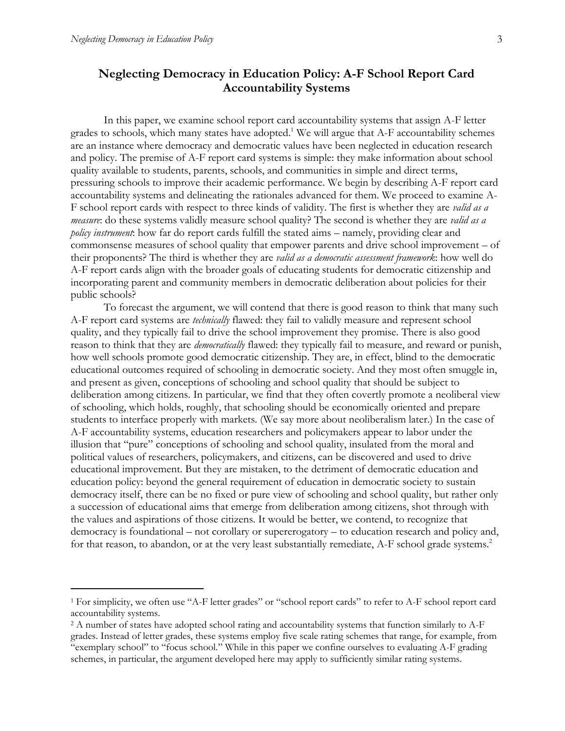# Neglecting Democracy in Education Policy: A-F School Report Card Accountability Systems

In this paper, we examine school report card accountability systems that assign A-F letter grades to schools, which many states have adopted.[1] We will argue that A-F accountability schemes are an instance where democracy and democratic values have been neglected in education research and policy. The premise of A-F report card systems is simple: they make information about school quality available to students, parents, schools, and communities in simple and direct terms, pressuring schools to improve their academic performance. We begin by describing A-F report card accountability systems and delineating the rationales advanced for them. We proceed to examine A-F school report cards with respect to three kinds of validity. The first is whether they are *valid as a measure*: do these systems validly measure school quality? The second is whether they are *valid as a policy instrument*: how far do report cards fulfill the stated aims – namely, providing clear and commonsense measures of school quality that empower parents and drive school improvement – of their proponents? The third is whether they are *valid as a democratic assessment framework*: how well do A-F report cards align with the broader goals of educating students for democratic citizenship and incorporating parent and community members in democratic deliberation about policies for their public schools?

To forecast the argument, we will contend that there is good reason to think that many such A-F report card systems are *technically* flawed: they fail to validly measure and represent school quality, and they typically fail to drive the school improvement they promise. There is also good reason to think that they are *democratically* flawed: they typically fail to measure, and reward or punish, how well schools promote good democratic citizenship. They are, in effect, blind to the democratic educational outcomes required of schooling in democratic society. And they most often smuggle in, and present as given, conceptions of schooling and school quality that should be subject to deliberation among citizens. In particular, we find that they often covertly promote a neoliberal view of schooling, which holds, roughly, that schooling should be economically oriented and prepare students to interface properly with markets. (We say more about neoliberalism later.) In the case of A-F accountability systems, education researchers and policymakers appear to labor under the illusion that "pure" conceptions of schooling and school quality, insulated from the moral and political values of researchers, policymakers, and citizens, can be discovered and used to drive educational improvement. But they are mistaken, to the detriment of democratic education and education policy: beyond the general requirement of education in democratic society to sustain democracy itself, there can be no fixed or pure view of schooling and school quality, but rather only a succession of educational aims that emerge from deliberation among citizens, shot through with the values and aspirations of those citizens. It would be better, we contend, to recognize that democracy is foundational – not corollary or supererogatory – to education research and policy and, for that reason, to abandon, or at the very least substantially remediate, A-F school grade systems.[2]

---

[1] For simplicity, we often use "A-F letter grades" or "school report cards" to refer to A-F school report card accountability systems.

[2] A number of states have adopted school rating and accountability systems that function similarly to A-F grades. Instead of letter grades, these systems employ five scale rating schemes that range, for example, from "exemplary school" to "focus school." While in this paper we confine ourselves to evaluating A-F grading schemes, in particular, the argument developed here may apply to sufficiently similar rating systems.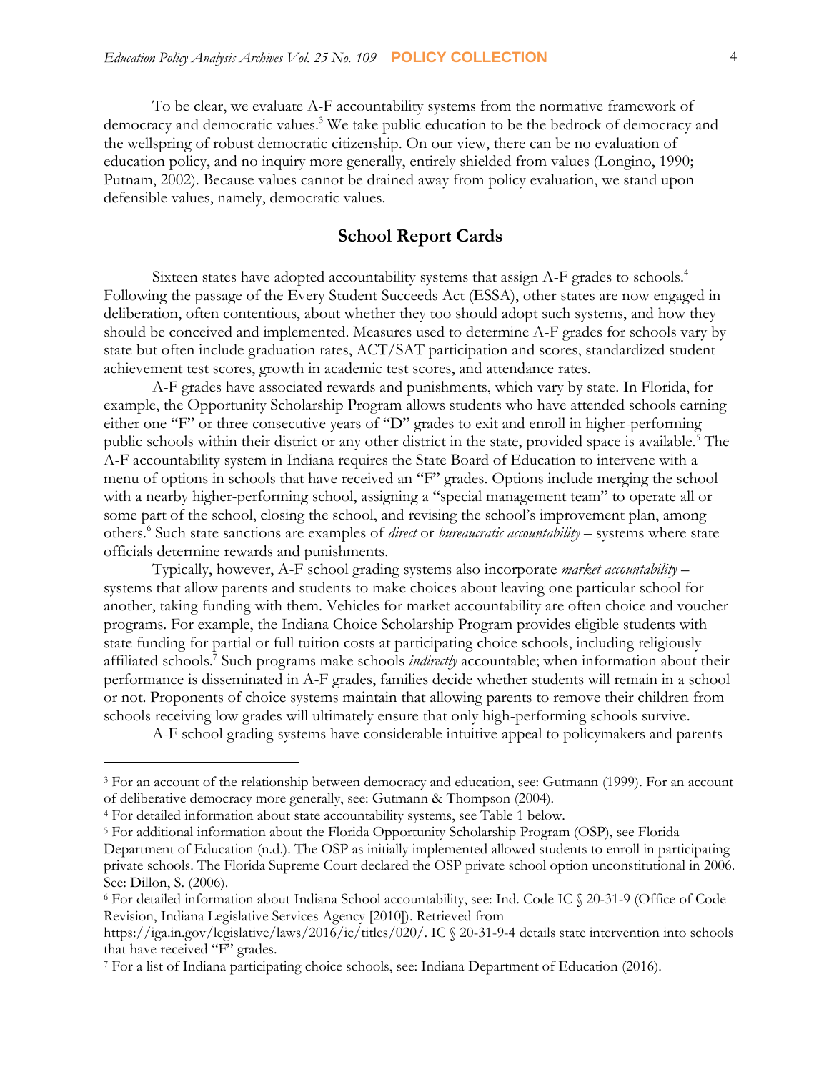To be clear, we evaluate A-F accountability systems from the normative framework of democracy and democratic values.[3] We take public education to be the bedrock of democracy and the wellspring of robust democratic citizenship. On our view, there can be no evaluation of education policy, and no inquiry more generally, entirely shielded from values (Longino, 1990; Putnam, 2002). Because values cannot be drained away from policy evaluation, we stand upon defensible values, namely, democratic values.

## School Report Cards

Sixteen states have adopted accountability systems that assign A-F grades to schools.[4] Following the passage of the Every Student Succeeds Act (ESSA), other states are now engaged in deliberation, often contentious, about whether they too should adopt such systems, and how they should be conceived and implemented. Measures used to determine A-F grades for schools vary by state but often include graduation rates, ACT/SAT participation and scores, standardized student achievement test scores, growth in academic test scores, and attendance rates.

A-F grades have associated rewards and punishments, which vary by state. In Florida, for example, the Opportunity Scholarship Program allows students who have attended schools earning either one "F" or three consecutive years of "D" grades to exit and enroll in higher-performing public schools within their district or any other district in the state, provided space is available.[5] The A-F accountability system in Indiana requires the State Board of Education to intervene with a menu of options in schools that have received an "F" grades. Options include merging the school with a nearby higher-performing school, assigning a "special management team" to operate all or some part of the school, closing the school, and revising the school's improvement plan, among others.[6] Such state sanctions are examples of *direct* or *bureaucratic accountability* – systems where state officials determine rewards and punishments.

Typically, however, A-F school grading systems also incorporate *market accountability* – systems that allow parents and students to make choices about leaving one particular school for another, taking funding with them. Vehicles for market accountability are often choice and voucher programs. For example, the Indiana Choice Scholarship Program provides eligible students with state funding for partial or full tuition costs at participating choice schools, including religiously affiliated schools.[7] Such programs make schools *indirectly* accountable; when information about their performance is disseminated in A-F grades, families decide whether students will remain in a school or not. Proponents of choice systems maintain that allowing parents to remove their children from schools receiving low grades will ultimately ensure that only high-performing schools survive.

A-F school grading systems have considerable intuitive appeal to policymakers and parents

---

[3] For an account of the relationship between democracy and education, see: Gutmann (1999). For an account of deliberative democracy more generally, see: Gutmann & Thompson (2004).

[4] For detailed information about state accountability systems, see Table 1 below.

[5] For additional information about the Florida Opportunity Scholarship Program (OSP), see Florida Department of Education (n.d.). The OSP as initially implemented allowed students to enroll in participating private schools. The Florida Supreme Court declared the OSP private school option unconstitutional in 2006. See: Dillon, S. (2006).

[6] For detailed information about Indiana School accountability, see: Ind. Code IC § 20-31-9 (Office of Code Revision, Indiana Legislative Services Agency [2010]). Retrieved from https://iga.in.gov/legislative/laws/2016/ic/titles/020/. IC § 20-31-9-4 details state intervention into schools that have received "F" grades.

[7] For a list of Indiana participating choice schools, see: Indiana Department of Education (2016).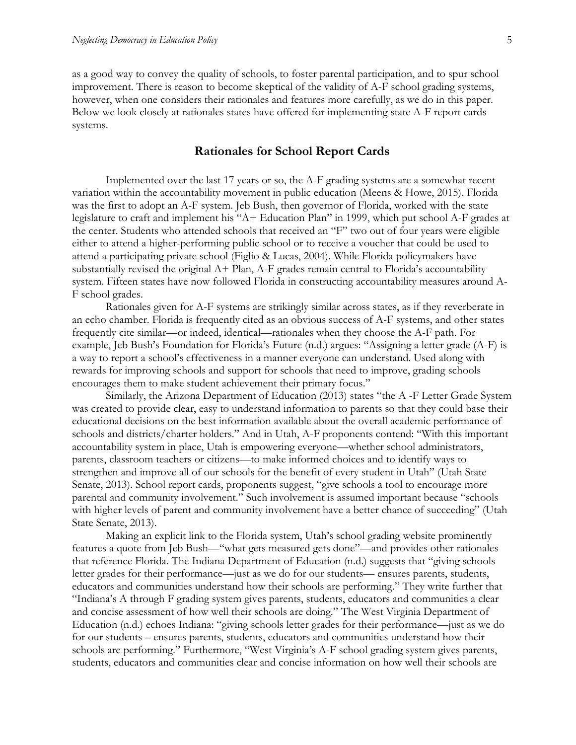as a good way to convey the quality of schools, to foster parental participation, and to spur school improvement. There is reason to become skeptical of the validity of A-F school grading systems, however, when one considers their rationales and features more carefully, as we do in this paper. Below we look closely at rationales states have offered for implementing state A-F report cards systems.

## Rationales for School Report Cards

Implemented over the last 17 years or so, the A-F grading systems are a somewhat recent variation within the accountability movement in public education (Meens & Howe, 2015). Florida was the first to adopt an A-F system. Jeb Bush, then governor of Florida, worked with the state legislature to craft and implement his "A+ Education Plan" in 1999, which put school A-F grades at the center. Students who attended schools that received an "F" two out of four years were eligible either to attend a higher-performing public school or to receive a voucher that could be used to attend a participating private school (Figlio & Lucas, 2004). While Florida policymakers have substantially revised the original A+ Plan, A-F grades remain central to Florida's accountability system. Fifteen states have now followed Florida in constructing accountability measures around A-F school grades.

Rationales given for A-F systems are strikingly similar across states, as if they reverberate in an echo chamber. Florida is frequently cited as an obvious success of A-F systems, and other states frequently cite similar—or indeed, identical—rationales when they choose the A-F path. For example, Jeb Bush's Foundation for Florida's Future (n.d.) argues: "Assigning a letter grade (A-F) is a way to report a school's effectiveness in a manner everyone can understand. Used along with rewards for improving schools and support for schools that need to improve, grading schools encourages them to make student achievement their primary focus."

Similarly, the Arizona Department of Education (2013) states "the A -F Letter Grade System was created to provide clear, easy to understand information to parents so that they could base their educational decisions on the best information available about the overall academic performance of schools and districts/charter holders." And in Utah, A-F proponents contend: "With this important accountability system in place, Utah is empowering everyone—whether school administrators, parents, classroom teachers or citizens—to make informed choices and to identify ways to strengthen and improve all of our schools for the benefit of every student in Utah" (Utah State Senate, 2013). School report cards, proponents suggest, "give schools a tool to encourage more parental and community involvement." Such involvement is assumed important because "schools with higher levels of parent and community involvement have a better chance of succeeding" (Utah State Senate, 2013).

Making an explicit link to the Florida system, Utah's school grading website prominently features a quote from Jeb Bush—"what gets measured gets done"—and provides other rationales that reference Florida. The Indiana Department of Education (n.d.) suggests that "giving schools letter grades for their performance—just as we do for our students— ensures parents, students, educators and communities understand how their schools are performing." They write further that "Indiana's A through F grading system gives parents, students, educators and communities a clear and concise assessment of how well their schools are doing." The West Virginia Department of Education (n.d.) echoes Indiana: "giving schools letter grades for their performance—just as we do for our students – ensures parents, students, educators and communities understand how their schools are performing." Furthermore, "West Virginia's A-F school grading system gives parents, students, educators and communities clear and concise information on how well their schools are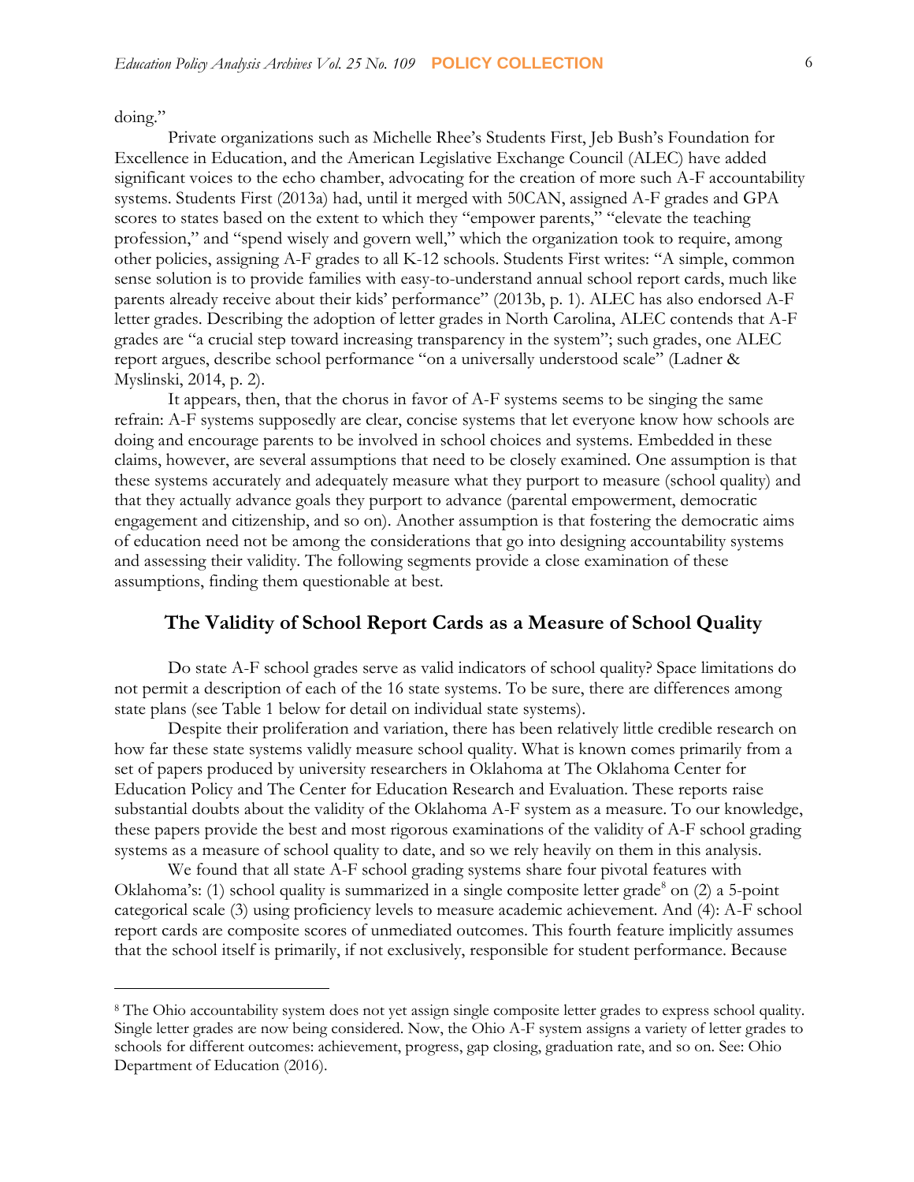doing."

Private organizations such as Michelle Rhee's Students First, Jeb Bush's Foundation for Excellence in Education, and the American Legislative Exchange Council (ALEC) have added significant voices to the echo chamber, advocating for the creation of more such A-F accountability systems. Students First (2013a) had, until it merged with 50CAN, assigned A-F grades and GPA scores to states based on the extent to which they "empower parents," "elevate the teaching profession," and "spend wisely and govern well," which the organization took to require, among other policies, assigning A-F grades to all K-12 schools. Students First writes: "A simple, common sense solution is to provide families with easy-to-understand annual school report cards, much like parents already receive about their kids' performance" (2013b, p. 1). ALEC has also endorsed A-F letter grades. Describing the adoption of letter grades in North Carolina, ALEC contends that A-F grades are "a crucial step toward increasing transparency in the system"; such grades, one ALEC report argues, describe school performance "on a universally understood scale" (Ladner & Myslinski, 2014, p. 2).

It appears, then, that the chorus in favor of A-F systems seems to be singing the same refrain: A-F systems supposedly are clear, concise systems that let everyone know how schools are doing and encourage parents to be involved in school choices and systems. Embedded in these claims, however, are several assumptions that need to be closely examined. One assumption is that these systems accurately and adequately measure what they purport to measure (school quality) and that they actually advance goals they purport to advance (parental empowerment, democratic engagement and citizenship, and so on). Another assumption is that fostering the democratic aims of education need not be among the considerations that go into designing accountability systems and assessing their validity. The following segments provide a close examination of these assumptions, finding them questionable at best.

## The Validity of School Report Cards as a Measure of School Quality

Do state A-F school grades serve as valid indicators of school quality? Space limitations do not permit a description of each of the 16 state systems. To be sure, there are differences among state plans (see Table 1 below for detail on individual state systems).

Despite their proliferation and variation, there has been relatively little credible research on how far these state systems validly measure school quality. What is known comes primarily from a set of papers produced by university researchers in Oklahoma at The Oklahoma Center for Education Policy and The Center for Education Research and Evaluation. These reports raise substantial doubts about the validity of the Oklahoma A-F system as a measure. To our knowledge, these papers provide the best and most rigorous examinations of the validity of A-F school grading systems as a measure of school quality to date, and so we rely heavily on them in this analysis.

We found that all state A-F school grading systems share four pivotal features with Oklahoma's: (1) school quality is summarized in a single composite letter grade[8] on (2) a 5-point categorical scale (3) using proficiency levels to measure academic achievement. And (4): A-F school report cards are composite scores of unmediated outcomes. This fourth feature implicitly assumes that the school itself is primarily, if not exclusively, responsible for student performance. Because

[8] The Ohio accountability system does not yet assign single composite letter grades to express school quality. Single letter grades are now being considered. Now, the Ohio A-F system assigns a variety of letter grades to schools for different outcomes: achievement, progress, gap closing, graduation rate, and so on. See: Ohio Department of Education (2016).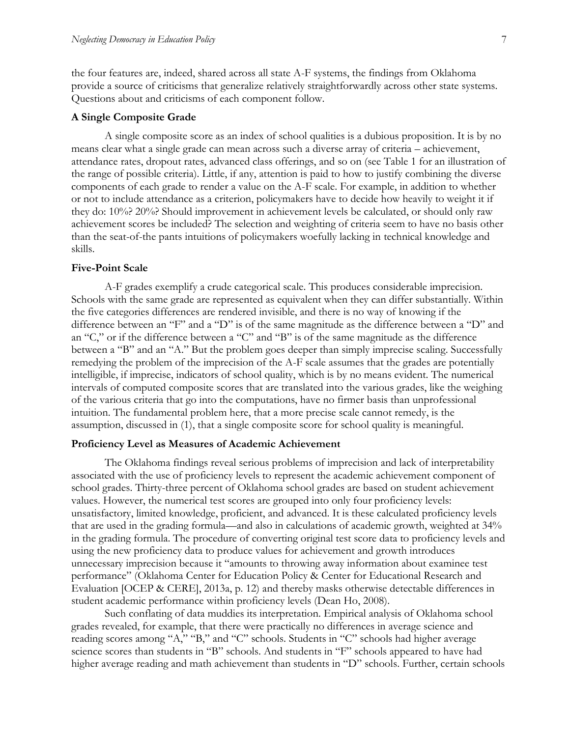the four features are, indeed, shared across all state A-F systems, the findings from Oklahoma provide a source of criticisms that generalize relatively straightforwardly across other state systems. Questions about and criticisms of each component follow.

### A Single Composite Grade

A single composite score as an index of school qualities is a dubious proposition. It is by no means clear what a single grade can mean across such a diverse array of criteria – achievement, attendance rates, dropout rates, advanced class offerings, and so on (see Table 1 for an illustration of the range of possible criteria). Little, if any, attention is paid to how to justify combining the diverse components of each grade to render a value on the A-F scale. For example, in addition to whether or not to include attendance as a criterion, policymakers have to decide how heavily to weight it if they do: 10%? 20%? Should improvement in achievement levels be calculated, or should only raw achievement scores be included? The selection and weighting of criteria seem to have no basis other than the seat-of-the pants intuitions of policymakers woefully lacking in technical knowledge and skills.

### Five-Point Scale

A-F grades exemplify a crude categorical scale. This produces considerable imprecision. Schools with the same grade are represented as equivalent when they can differ substantially. Within the five categories differences are rendered invisible, and there is no way of knowing if the difference between an "F" and a "D" is of the same magnitude as the difference between a "D" and an "C," or if the difference between a "C" and "B" is of the same magnitude as the difference between a "B" and an "A." But the problem goes deeper than simply imprecise scaling. Successfully remedying the problem of the imprecision of the A-F scale assumes that the grades are potentially intelligible, if imprecise, indicators of school quality, which is by no means evident. The numerical intervals of computed composite scores that are translated into the various grades, like the weighing of the various criteria that go into the computations, have no firmer basis than unprofessional intuition. The fundamental problem here, that a more precise scale cannot remedy, is the assumption, discussed in (1), that a single composite score for school quality is meaningful.

### Proficiency Level as Measures of Academic Achievement

The Oklahoma findings reveal serious problems of imprecision and lack of interpretability associated with the use of proficiency levels to represent the academic achievement component of school grades. Thirty-three percent of Oklahoma school grades are based on student achievement values. However, the numerical test scores are grouped into only four proficiency levels: unsatisfactory, limited knowledge, proficient, and advanced. It is these calculated proficiency levels that are used in the grading formula—and also in calculations of academic growth, weighted at 34% in the grading formula. The procedure of converting original test score data to proficiency levels and using the new proficiency data to produce values for achievement and growth introduces unnecessary imprecision because it "amounts to throwing away information about examinee test performance" (Oklahoma Center for Education Policy & Center for Educational Research and Evaluation [OCEP & CERE], 2013a, p. 12) and thereby masks otherwise detectable differences in student academic performance within proficiency levels (Dean Ho, 2008).

Such conflating of data muddies its interpretation. Empirical analysis of Oklahoma school grades revealed, for example, that there were practically no differences in average science and reading scores among "A," "B," and "C" schools. Students in "C" schools had higher average science scores than students in "B" schools. And students in "F" schools appeared to have had higher average reading and math achievement than students in "D" schools. Further, certain schools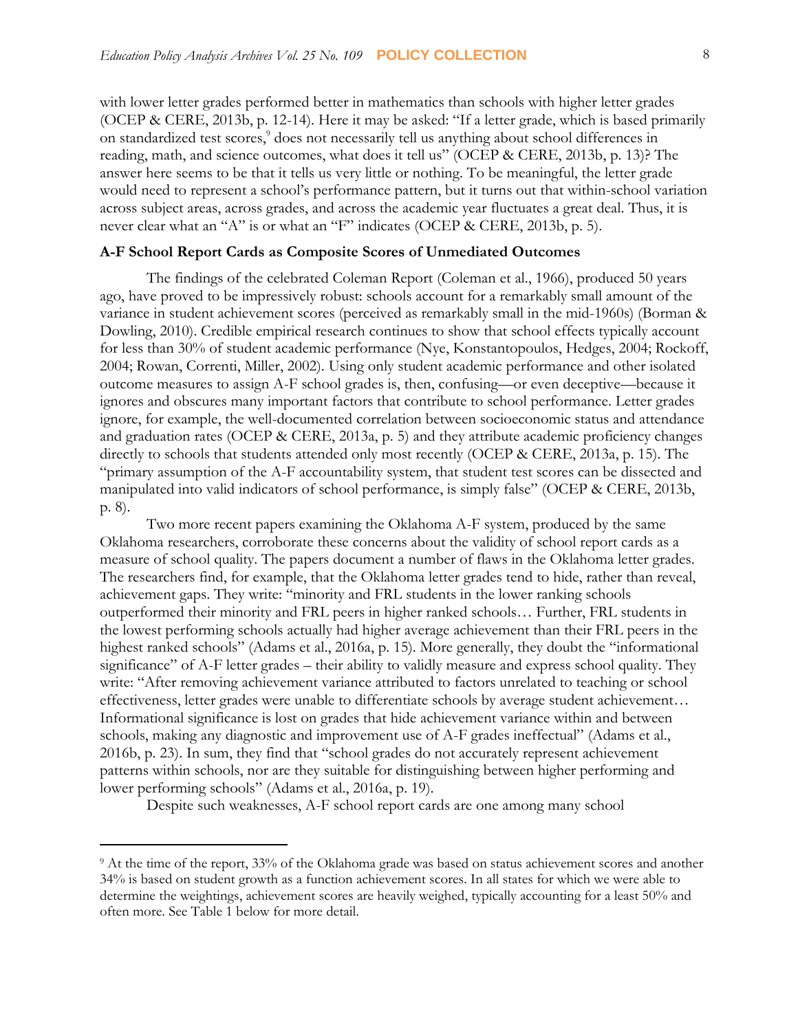with lower letter grades performed better in mathematics than schools with higher letter grades (OCEP & CERE, 2013b, p. 12-14). Here it may be asked: "If a letter grade, which is based primarily on standardized test scores,[9] does not necessarily tell us anything about school differences in reading, math, and science outcomes, what does it tell us" (OCEP & CERE, 2013b, p. 13)? The answer here seems to be that it tells us very little or nothing. To be meaningful, the letter grade would need to represent a school's performance pattern, but it turns out that within-school variation across subject areas, across grades, and across the academic year fluctuates a great deal. Thus, it is never clear what an "A" is or what an "F" indicates (OCEP & CERE, 2013b, p. 5).

### A-F School Report Cards as Composite Scores of Unmediated Outcomes

The findings of the celebrated Coleman Report (Coleman et al., 1966), produced 50 years ago, have proved to be impressively robust: schools account for a remarkably small amount of the variance in student achievement scores (perceived as remarkably small in the mid-1960s) (Borman & Dowling, 2010). Credible empirical research continues to show that school effects typically account for less than 30% of student academic performance (Nye, Konstantopoulos, Hedges, 2004; Rockoff, 2004; Rowan, Correnti, Miller, 2002). Using only student academic performance and other isolated outcome measures to assign A-F school grades is, then, confusing—or even deceptive—because it ignores and obscures many important factors that contribute to school performance. Letter grades ignore, for example, the well-documented correlation between socioeconomic status and attendance and graduation rates (OCEP & CERE, 2013a, p. 5) and they attribute academic proficiency changes directly to schools that students attended only most recently (OCEP & CERE, 2013a, p. 15). The "primary assumption of the A-F accountability system, that student test scores can be dissected and manipulated into valid indicators of school performance, is simply false" (OCEP & CERE, 2013b, p. 8).

Two more recent papers examining the Oklahoma A-F system, produced by the same Oklahoma researchers, corroborate these concerns about the validity of school report cards as a measure of school quality. The papers document a number of flaws in the Oklahoma letter grades. The researchers find, for example, that the Oklahoma letter grades tend to hide, rather than reveal, achievement gaps. They write: "minority and FRL students in the lower ranking schools outperformed their minority and FRL peers in higher ranked schools… Further, FRL students in the lowest performing schools actually had higher average achievement than their FRL peers in the highest ranked schools" (Adams et al., 2016a, p. 15). More generally, they doubt the "informational significance" of A-F letter grades – their ability to validly measure and express school quality. They write: "After removing achievement variance attributed to factors unrelated to teaching or school effectiveness, letter grades were unable to differentiate schools by average student achievement… Informational significance is lost on grades that hide achievement variance within and between schools, making any diagnostic and improvement use of A-F grades ineffectual" (Adams et al., 2016b, p. 23). In sum, they find that "school grades do not accurately represent achievement patterns within schools, nor are they suitable for distinguishing between higher performing and lower performing schools" (Adams et al., 2016a, p. 19).

Despite such weaknesses, A-F school report cards are one among many school

---

[9] At the time of the report, 33% of the Oklahoma grade was based on status achievement scores and another 34% is based on student growth as a function achievement scores. In all states for which we were able to determine the weightings, achievement scores are heavily weighed, typically accounting for a least 50% and often more. See Table 1 below for more detail.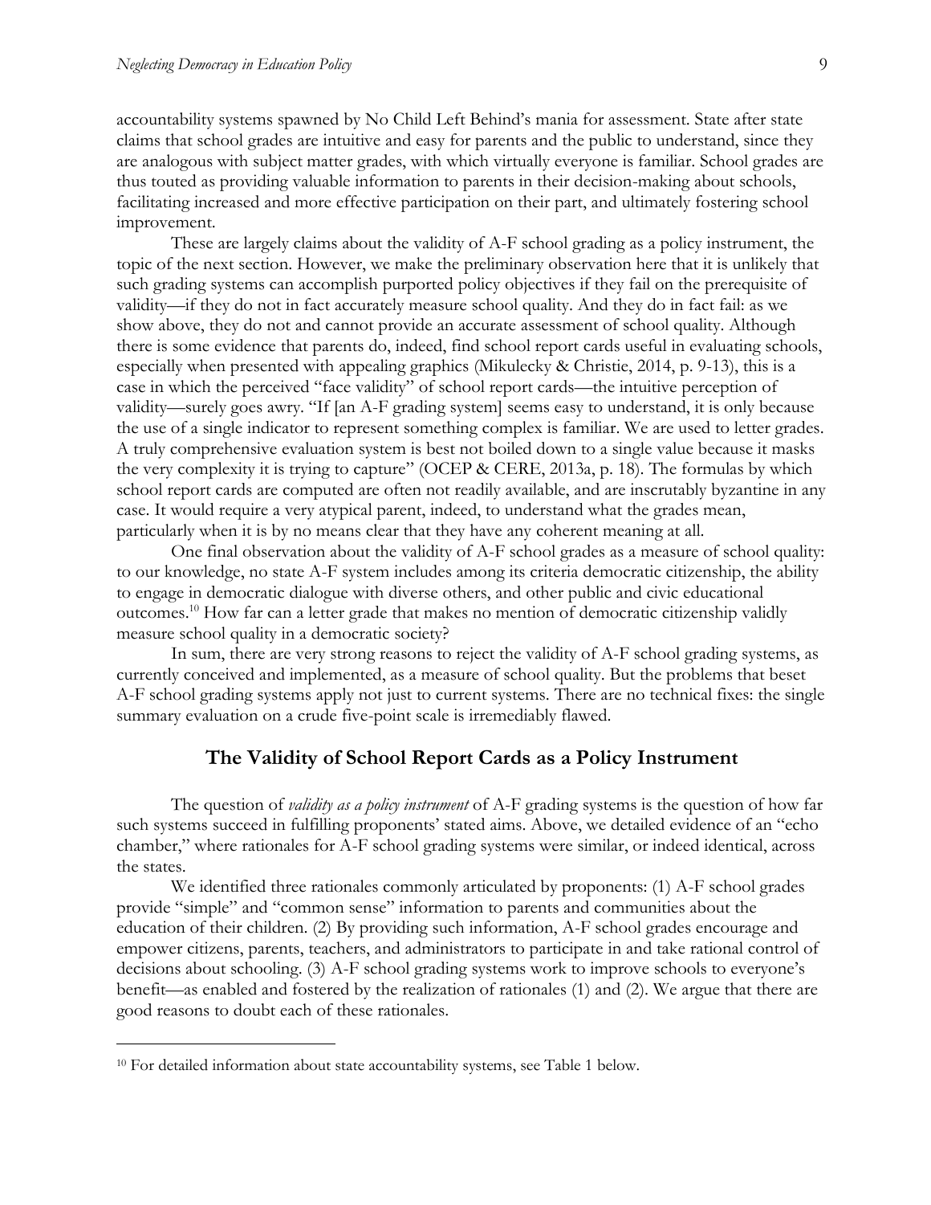accountability systems spawned by No Child Left Behind's mania for assessment. State after state claims that school grades are intuitive and easy for parents and the public to understand, since they are analogous with subject matter grades, with which virtually everyone is familiar. School grades are thus touted as providing valuable information to parents in their decision-making about schools, facilitating increased and more effective participation on their part, and ultimately fostering school improvement.

These are largely claims about the validity of A-F school grading as a policy instrument, the topic of the next section. However, we make the preliminary observation here that it is unlikely that such grading systems can accomplish purported policy objectives if they fail on the prerequisite of validity—if they do not in fact accurately measure school quality. And they do in fact fail: as we show above, they do not and cannot provide an accurate assessment of school quality. Although there is some evidence that parents do, indeed, find school report cards useful in evaluating schools, especially when presented with appealing graphics (Mikulecky & Christie, 2014, p. 9-13), this is a case in which the perceived "face validity" of school report cards—the intuitive perception of validity—surely goes awry. "If [an A-F grading system] seems easy to understand, it is only because the use of a single indicator to represent something complex is familiar. We are used to letter grades. A truly comprehensive evaluation system is best not boiled down to a single value because it masks the very complexity it is trying to capture" (OCEP & CERE, 2013a, p. 18). The formulas by which school report cards are computed are often not readily available, and are inscrutably byzantine in any case. It would require a very atypical parent, indeed, to understand what the grades mean, particularly when it is by no means clear that they have any coherent meaning at all.

One final observation about the validity of A-F school grades as a measure of school quality: to our knowledge, no state A-F system includes among its criteria democratic citizenship, the ability to engage in democratic dialogue with diverse others, and other public and civic educational outcomes.[10] How far can a letter grade that makes no mention of democratic citizenship validly measure school quality in a democratic society?

In sum, there are very strong reasons to reject the validity of A-F school grading systems, as currently conceived and implemented, as a measure of school quality. But the problems that beset A-F school grading systems apply not just to current systems. There are no technical fixes: the single summary evaluation on a crude five-point scale is irremediably flawed.

## The Validity of School Report Cards as a Policy Instrument

The question of *validity as a policy instrument* of A-F grading systems is the question of how far such systems succeed in fulfilling proponents' stated aims. Above, we detailed evidence of an "echo chamber," where rationales for A-F school grading systems were similar, or indeed identical, across the states.

We identified three rationales commonly articulated by proponents: (1) A-F school grades provide "simple" and "common sense" information to parents and communities about the education of their children. (2) By providing such information, A-F school grades encourage and empower citizens, parents, teachers, and administrators to participate in and take rational control of decisions about schooling. (3) A-F school grading systems work to improve schools to everyone's benefit—as enabled and fostered by the realization of rationales (1) and (2). We argue that there are good reasons to doubt each of these rationales.

[10] For detailed information about state accountability systems, see Table 1 below.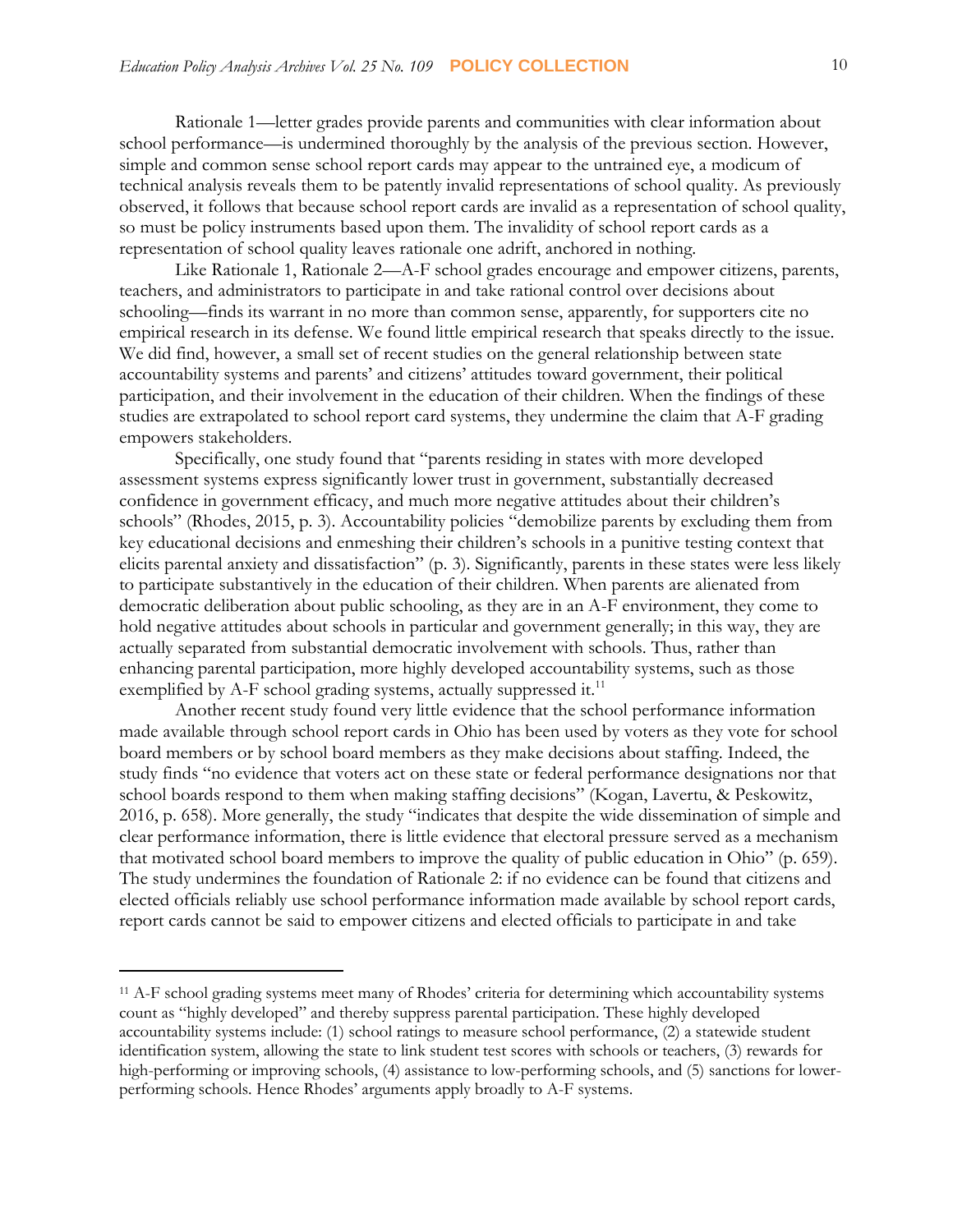Rationale 1—letter grades provide parents and communities with clear information about school performance—is undermined thoroughly by the analysis of the previous section. However, simple and common sense school report cards may appear to the untrained eye, a modicum of technical analysis reveals them to be patently invalid representations of school quality. As previously observed, it follows that because school report cards are invalid as a representation of school quality, so must be policy instruments based upon them. The invalidity of school report cards as a representation of school quality leaves rationale one adrift, anchored in nothing.

Like Rationale 1, Rationale 2—A-F school grades encourage and empower citizens, parents, teachers, and administrators to participate in and take rational control over decisions about schooling—finds its warrant in no more than common sense, apparently, for supporters cite no empirical research in its defense. We found little empirical research that speaks directly to the issue. We did find, however, a small set of recent studies on the general relationship between state accountability systems and parents' and citizens' attitudes toward government, their political participation, and their involvement in the education of their children. When the findings of these studies are extrapolated to school report card systems, they undermine the claim that A-F grading empowers stakeholders.

Specifically, one study found that "parents residing in states with more developed assessment systems express significantly lower trust in government, substantially decreased confidence in government efficacy, and much more negative attitudes about their children's schools" (Rhodes, 2015, p. 3). Accountability policies "demobilize parents by excluding them from key educational decisions and enmeshing their children's schools in a punitive testing context that elicits parental anxiety and dissatisfaction" (p. 3). Significantly, parents in these states were less likely to participate substantively in the education of their children. When parents are alienated from democratic deliberation about public schooling, as they are in an A-F environment, they come to hold negative attitudes about schools in particular and government generally; in this way, they are actually separated from substantial democratic involvement with schools. Thus, rather than enhancing parental participation, more highly developed accountability systems, such as those exemplified by A-F school grading systems, actually suppressed it.[11]

Another recent study found very little evidence that the school performance information made available through school report cards in Ohio has been used by voters as they vote for school board members or by school board members as they make decisions about staffing. Indeed, the study finds "no evidence that voters act on these state or federal performance designations nor that school boards respond to them when making staffing decisions" (Kogan, Lavertu, & Peskowitz, 2016, p. 658). More generally, the study "indicates that despite the wide dissemination of simple and clear performance information, there is little evidence that electoral pressure served as a mechanism that motivated school board members to improve the quality of public education in Ohio" (p. 659). The study undermines the foundation of Rationale 2: if no evidence can be found that citizens and elected officials reliably use school performance information made available by school report cards, report cards cannot be said to empower citizens and elected officials to participate in and take

[11] A-F school grading systems meet many of Rhodes' criteria for determining which accountability systems count as "highly developed" and thereby suppress parental participation. These highly developed accountability systems include: (1) school ratings to measure school performance, (2) a statewide student identification system, allowing the state to link student test scores with schools or teachers, (3) rewards for high-performing or improving schools, (4) assistance to low-performing schools, and (5) sanctions for lower-performing schools. Hence Rhodes' arguments apply broadly to A-F systems.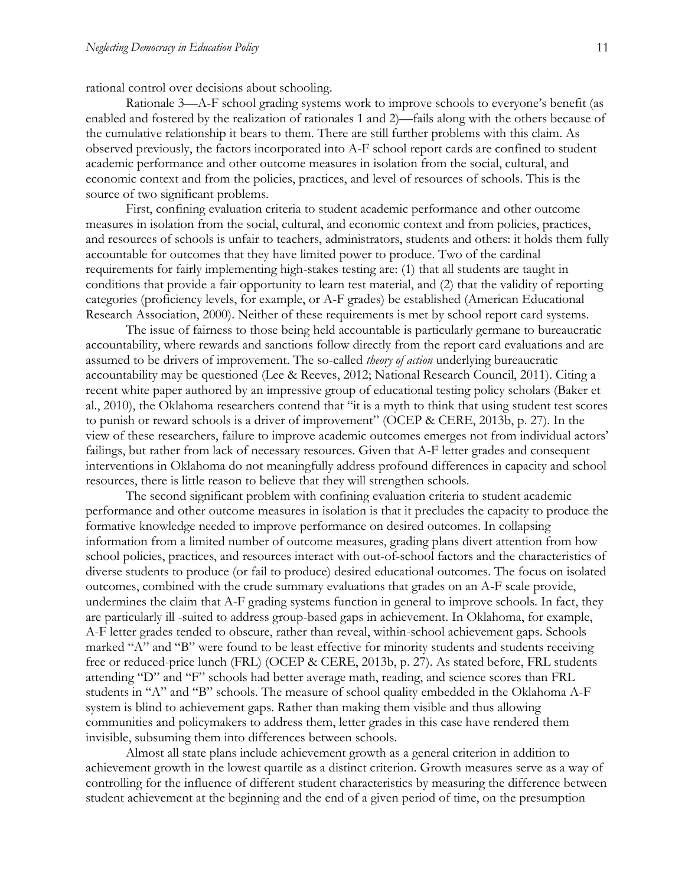rational control over decisions about schooling.

Rationale 3—A-F school grading systems work to improve schools to everyone's benefit (as enabled and fostered by the realization of rationales 1 and 2)—fails along with the others because of the cumulative relationship it bears to them. There are still further problems with this claim. As observed previously, the factors incorporated into A-F school report cards are confined to student academic performance and other outcome measures in isolation from the social, cultural, and economic context and from the policies, practices, and level of resources of schools. This is the source of two significant problems.

First, confining evaluation criteria to student academic performance and other outcome measures in isolation from the social, cultural, and economic context and from policies, practices, and resources of schools is unfair to teachers, administrators, students and others: it holds them fully accountable for outcomes that they have limited power to produce. Two of the cardinal requirements for fairly implementing high-stakes testing are: (1) that all students are taught in conditions that provide a fair opportunity to learn test material, and (2) that the validity of reporting categories (proficiency levels, for example, or A-F grades) be established (American Educational Research Association, 2000). Neither of these requirements is met by school report card systems.

The issue of fairness to those being held accountable is particularly germane to bureaucratic accountability, where rewards and sanctions follow directly from the report card evaluations and are assumed to be drivers of improvement. The so-called *theory of action* underlying bureaucratic accountability may be questioned (Lee & Reeves, 2012; National Research Council, 2011). Citing a recent white paper authored by an impressive group of educational testing policy scholars (Baker et al., 2010), the Oklahoma researchers contend that "it is a myth to think that using student test scores to punish or reward schools is a driver of improvement" (OCEP & CERE, 2013b, p. 27). In the view of these researchers, failure to improve academic outcomes emerges not from individual actors' failings, but rather from lack of necessary resources. Given that A-F letter grades and consequent interventions in Oklahoma do not meaningfully address profound differences in capacity and school resources, there is little reason to believe that they will strengthen schools.

The second significant problem with confining evaluation criteria to student academic performance and other outcome measures in isolation is that it precludes the capacity to produce the formative knowledge needed to improve performance on desired outcomes. In collapsing information from a limited number of outcome measures, grading plans divert attention from how school policies, practices, and resources interact with out-of-school factors and the characteristics of diverse students to produce (or fail to produce) desired educational outcomes. The focus on isolated outcomes, combined with the crude summary evaluations that grades on an A-F scale provide, undermines the claim that A-F grading systems function in general to improve schools. In fact, they are particularly ill -suited to address group-based gaps in achievement. In Oklahoma, for example, A-F letter grades tended to obscure, rather than reveal, within-school achievement gaps. Schools marked "A" and "B" were found to be least effective for minority students and students receiving free or reduced-price lunch (FRL) (OCEP & CERE, 2013b, p. 27). As stated before, FRL students attending "D" and "F" schools had better average math, reading, and science scores than FRL students in "A" and "B" schools. The measure of school quality embedded in the Oklahoma A-F system is blind to achievement gaps. Rather than making them visible and thus allowing communities and policymakers to address them, letter grades in this case have rendered them invisible, subsuming them into differences between schools.

Almost all state plans include achievement growth as a general criterion in addition to achievement growth in the lowest quartile as a distinct criterion. Growth measures serve as a way of controlling for the influence of different student characteristics by measuring the difference between student achievement at the beginning and the end of a given period of time, on the presumption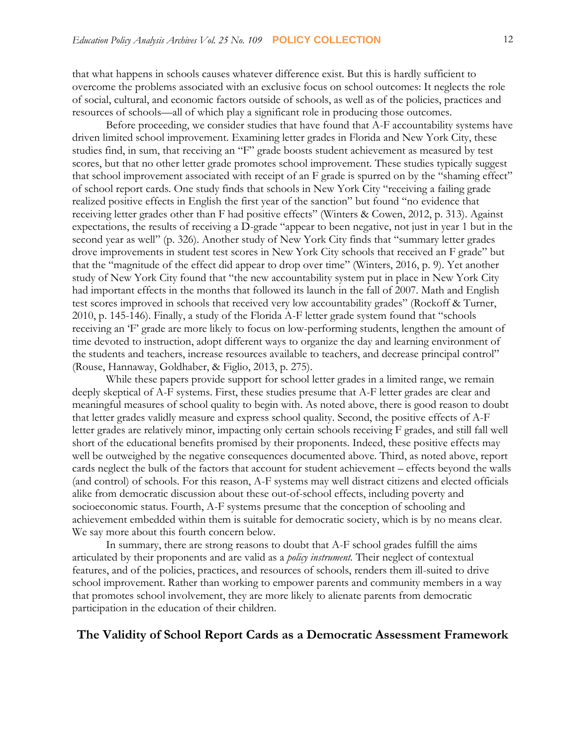that what happens in schools causes whatever difference exist. But this is hardly sufficient to overcome the problems associated with an exclusive focus on school outcomes: It neglects the role of social, cultural, and economic factors outside of schools, as well as of the policies, practices and resources of schools—all of which play a significant role in producing those outcomes.

Before proceeding, we consider studies that have found that A-F accountability systems have driven limited school improvement. Examining letter grades in Florida and New York City, these studies find, in sum, that receiving an "F" grade boosts student achievement as measured by test scores, but that no other letter grade promotes school improvement. These studies typically suggest that school improvement associated with receipt of an F grade is spurred on by the "shaming effect" of school report cards. One study finds that schools in New York City "receiving a failing grade realized positive effects in English the first year of the sanction" but found "no evidence that receiving letter grades other than F had positive effects" (Winters & Cowen, 2012, p. 313). Against expectations, the results of receiving a D-grade "appear to been negative, not just in year 1 but in the second year as well" (p. 326). Another study of New York City finds that "summary letter grades drove improvements in student test scores in New York City schools that received an F grade" but that the "magnitude of the effect did appear to drop over time" (Winters, 2016, p. 9). Yet another study of New York City found that "the new accountability system put in place in New York City had important effects in the months that followed its launch in the fall of 2007. Math and English test scores improved in schools that received very low accountability grades" (Rockoff & Turner, 2010, p. 145-146). Finally, a study of the Florida A-F letter grade system found that "schools receiving an 'F' grade are more likely to focus on low-performing students, lengthen the amount of time devoted to instruction, adopt different ways to organize the day and learning environment of the students and teachers, increase resources available to teachers, and decrease principal control" (Rouse, Hannaway, Goldhaber, & Figlio, 2013, p. 275).

While these papers provide support for school letter grades in a limited range, we remain deeply skeptical of A-F systems. First, these studies presume that A-F letter grades are clear and meaningful measures of school quality to begin with. As noted above, there is good reason to doubt that letter grades validly measure and express school quality. Second, the positive effects of A-F letter grades are relatively minor, impacting only certain schools receiving F grades, and still fall well short of the educational benefits promised by their proponents. Indeed, these positive effects may well be outweighed by the negative consequences documented above. Third, as noted above, report cards neglect the bulk of the factors that account for student achievement – effects beyond the walls (and control) of schools. For this reason, A-F systems may well distract citizens and elected officials alike from democratic discussion about these out-of-school effects, including poverty and socioeconomic status. Fourth, A-F systems presume that the conception of schooling and achievement embedded within them is suitable for democratic society, which is by no means clear. We say more about this fourth concern below.

In summary, there are strong reasons to doubt that A-F school grades fulfill the aims articulated by their proponents and are valid as a *policy instrument*. Their neglect of contextual features, and of the policies, practices, and resources of schools, renders them ill-suited to drive school improvement. Rather than working to empower parents and community members in a way that promotes school involvement, they are more likely to alienate parents from democratic participation in the education of their children.

## The Validity of School Report Cards as a Democratic Assessment Framework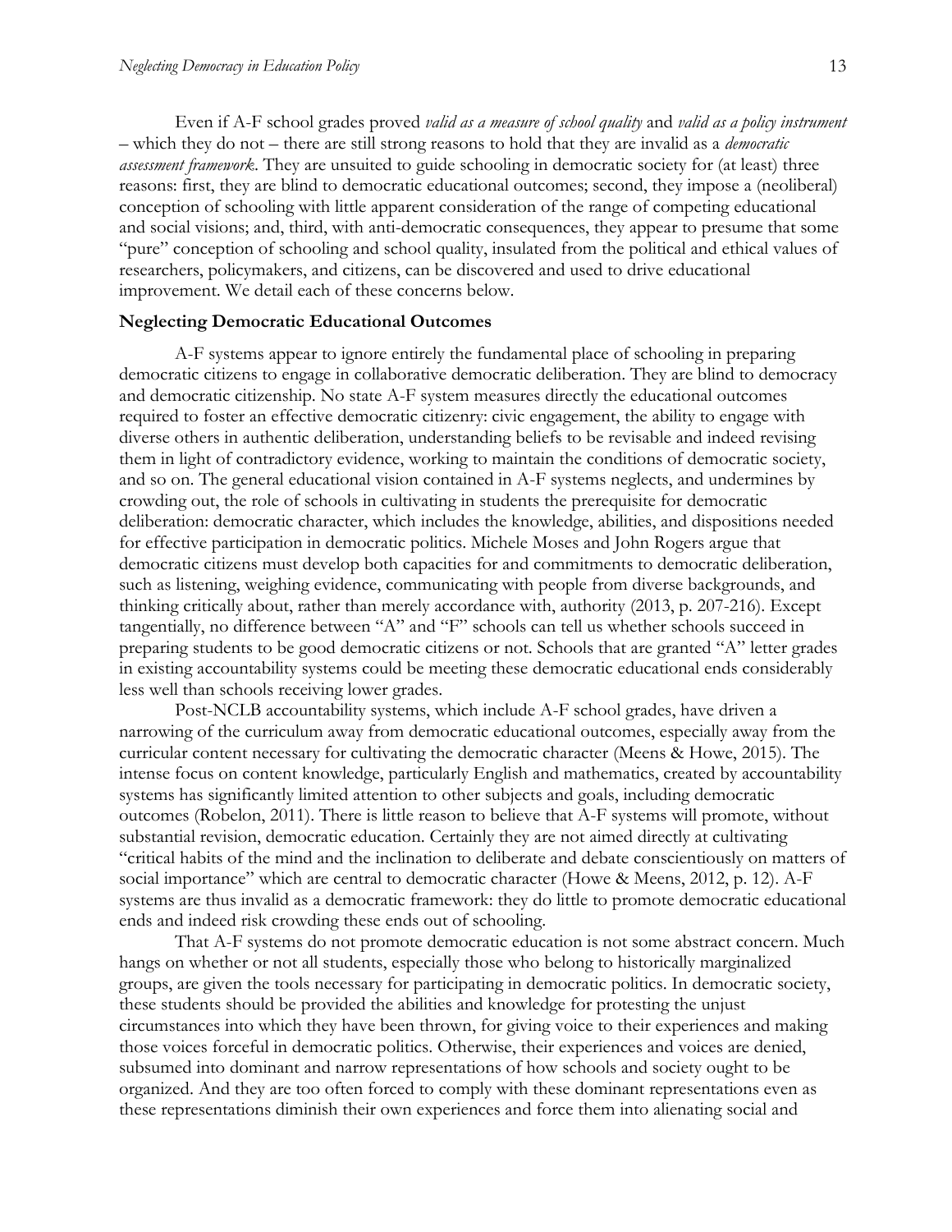Even if A-F school grades proved *valid as a measure of school quality* and *valid as a policy instrument* – which they do not – there are still strong reasons to hold that they are invalid as a *democratic assessment framework*. They are unsuited to guide schooling in democratic society for (at least) three reasons: first, they are blind to democratic educational outcomes; second, they impose a (neoliberal) conception of schooling with little apparent consideration of the range of competing educational and social visions; and, third, with anti-democratic consequences, they appear to presume that some "pure" conception of schooling and school quality, insulated from the political and ethical values of researchers, policymakers, and citizens, can be discovered and used to drive educational improvement. We detail each of these concerns below.

**Neglecting Democratic Educational Outcomes**

A-F systems appear to ignore entirely the fundamental place of schooling in preparing democratic citizens to engage in collaborative democratic deliberation. They are blind to democracy and democratic citizenship. No state A-F system measures directly the educational outcomes required to foster an effective democratic citizenry: civic engagement, the ability to engage with diverse others in authentic deliberation, understanding beliefs to be revisable and indeed revising them in light of contradictory evidence, working to maintain the conditions of democratic society, and so on. The general educational vision contained in A-F systems neglects, and undermines by crowding out, the role of schools in cultivating in students the prerequisite for democratic deliberation: democratic character, which includes the knowledge, abilities, and dispositions needed for effective participation in democratic politics. Michele Moses and John Rogers argue that democratic citizens must develop both capacities for and commitments to democratic deliberation, such as listening, weighing evidence, communicating with people from diverse backgrounds, and thinking critically about, rather than merely accordance with, authority (2013, p. 207-216). Except tangentially, no difference between "A" and "F" schools can tell us whether schools succeed in preparing students to be good democratic citizens or not. Schools that are granted "A" letter grades in existing accountability systems could be meeting these democratic educational ends considerably less well than schools receiving lower grades.

Post-NCLB accountability systems, which include A-F school grades, have driven a narrowing of the curriculum away from democratic educational outcomes, especially away from the curricular content necessary for cultivating the democratic character (Meens & Howe, 2015). The intense focus on content knowledge, particularly English and mathematics, created by accountability systems has significantly limited attention to other subjects and goals, including democratic outcomes (Robelon, 2011). There is little reason to believe that A-F systems will promote, without substantial revision, democratic education. Certainly they are not aimed directly at cultivating "critical habits of the mind and the inclination to deliberate and debate conscientiously on matters of social importance" which are central to democratic character (Howe & Meens, 2012, p. 12). A-F systems are thus invalid as a democratic framework: they do little to promote democratic educational ends and indeed risk crowding these ends out of schooling.

That A-F systems do not promote democratic education is not some abstract concern. Much hangs on whether or not all students, especially those who belong to historically marginalized groups, are given the tools necessary for participating in democratic politics. In democratic society, these students should be provided the abilities and knowledge for protesting the unjust circumstances into which they have been thrown, for giving voice to their experiences and making those voices forceful in democratic politics. Otherwise, their experiences and voices are denied, subsumed into dominant and narrow representations of how schools and society ought to be organized. And they are too often forced to comply with these dominant representations even as these representations diminish their own experiences and force them into alienating social and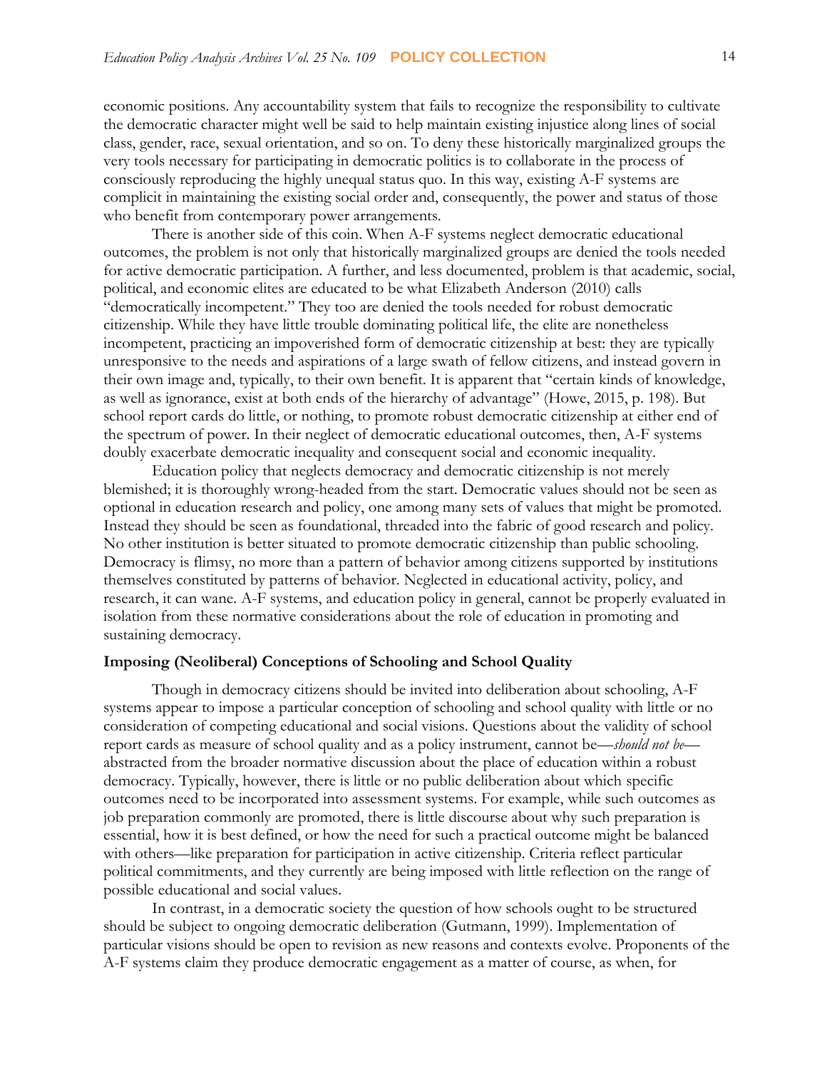economic positions. Any accountability system that fails to recognize the responsibility to cultivate the democratic character might well be said to help maintain existing injustice along lines of social class, gender, race, sexual orientation, and so on. To deny these historically marginalized groups the very tools necessary for participating in democratic politics is to collaborate in the process of consciously reproducing the highly unequal status quo. In this way, existing A-F systems are complicit in maintaining the existing social order and, consequently, the power and status of those who benefit from contemporary power arrangements.

There is another side of this coin. When A-F systems neglect democratic educational outcomes, the problem is not only that historically marginalized groups are denied the tools needed for active democratic participation. A further, and less documented, problem is that academic, social, political, and economic elites are educated to be what Elizabeth Anderson (2010) calls "democratically incompetent." They too are denied the tools needed for robust democratic citizenship. While they have little trouble dominating political life, the elite are nonetheless incompetent, practicing an impoverished form of democratic citizenship at best: they are typically unresponsive to the needs and aspirations of a large swath of fellow citizens, and instead govern in their own image and, typically, to their own benefit. It is apparent that "certain kinds of knowledge, as well as ignorance, exist at both ends of the hierarchy of advantage" (Howe, 2015, p. 198). But school report cards do little, or nothing, to promote robust democratic citizenship at either end of the spectrum of power. In their neglect of democratic educational outcomes, then, A-F systems doubly exacerbate democratic inequality and consequent social and economic inequality.

Education policy that neglects democracy and democratic citizenship is not merely blemished; it is thoroughly wrong-headed from the start. Democratic values should not be seen as optional in education research and policy, one among many sets of values that might be promoted. Instead they should be seen as foundational, threaded into the fabric of good research and policy. No other institution is better situated to promote democratic citizenship than public schooling. Democracy is flimsy, no more than a pattern of behavior among citizens supported by institutions themselves constituted by patterns of behavior. Neglected in educational activity, policy, and research, it can wane. A-F systems, and education policy in general, cannot be properly evaluated in isolation from these normative considerations about the role of education in promoting and sustaining democracy.

### Imposing (Neoliberal) Conceptions of Schooling and School Quality

Though in democracy citizens should be invited into deliberation about schooling, A-F systems appear to impose a particular conception of schooling and school quality with little or no consideration of competing educational and social visions. Questions about the validity of school report cards as measure of school quality and as a policy instrument, cannot be—*should not be*—abstracted from the broader normative discussion about the place of education within a robust democracy. Typically, however, there is little or no public deliberation about which specific outcomes need to be incorporated into assessment systems. For example, while such outcomes as job preparation commonly are promoted, there is little discourse about why such preparation is essential, how it is best defined, or how the need for such a practical outcome might be balanced with others—like preparation for participation in active citizenship. Criteria reflect particular political commitments, and they currently are being imposed with little reflection on the range of possible educational and social values.

In contrast, in a democratic society the question of how schools ought to be structured should be subject to ongoing democratic deliberation (Gutmann, 1999). Implementation of particular visions should be open to revision as new reasons and contexts evolve. Proponents of the A-F systems claim they produce democratic engagement as a matter of course, as when, for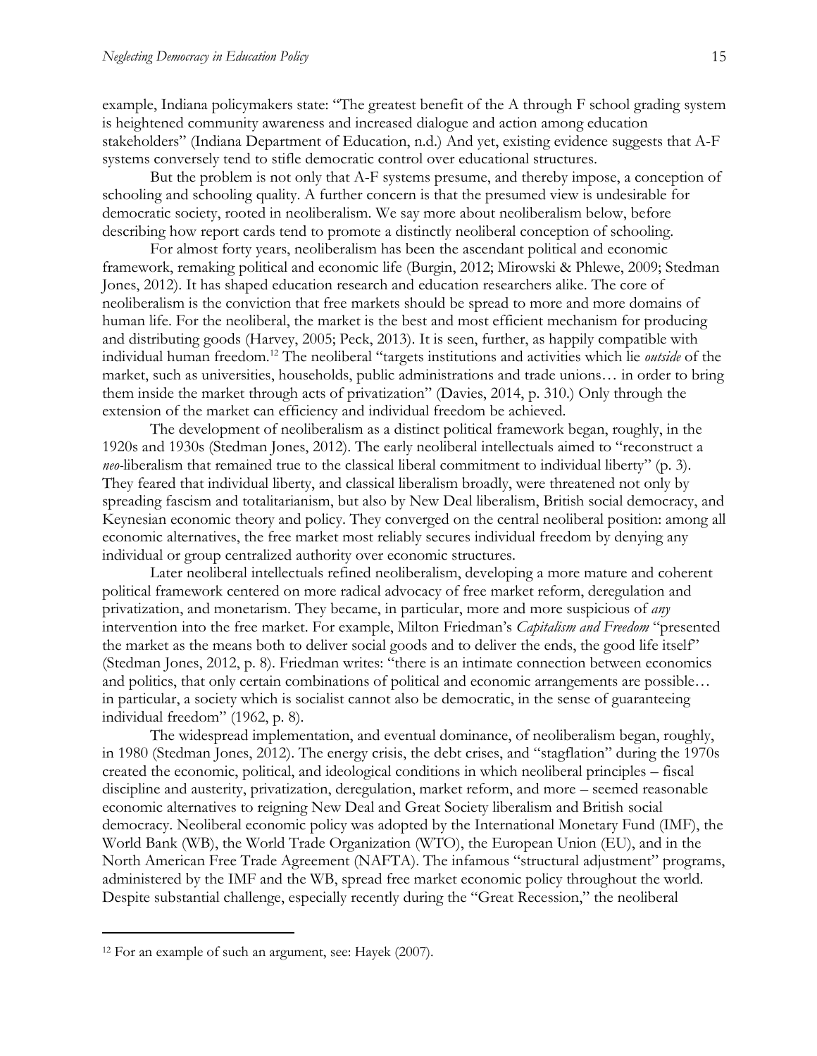example, Indiana policymakers state: "The greatest benefit of the A through F school grading system is heightened community awareness and increased dialogue and action among education stakeholders" (Indiana Department of Education, n.d.) And yet, existing evidence suggests that A-F systems conversely tend to stifle democratic control over educational structures.

But the problem is not only that A-F systems presume, and thereby impose, a conception of schooling and schooling quality. A further concern is that the presumed view is undesirable for democratic society, rooted in neoliberalism. We say more about neoliberalism below, before describing how report cards tend to promote a distinctly neoliberal conception of schooling.

For almost forty years, neoliberalism has been the ascendant political and economic framework, remaking political and economic life (Burgin, 2012; Mirowski & Phlewe, 2009; Stedman Jones, 2012). It has shaped education research and education researchers alike. The core of neoliberalism is the conviction that free markets should be spread to more and more domains of human life. For the neoliberal, the market is the best and most efficient mechanism for producing and distributing goods (Harvey, 2005; Peck, 2013). It is seen, further, as happily compatible with individual human freedom.[12] The neoliberal "targets institutions and activities which lie *outside* of the market, such as universities, households, public administrations and trade unions… in order to bring them inside the market through acts of privatization" (Davies, 2014, p. 310.) Only through the extension of the market can efficiency and individual freedom be achieved.

The development of neoliberalism as a distinct political framework began, roughly, in the 1920s and 1930s (Stedman Jones, 2012). The early neoliberal intellectuals aimed to "reconstruct a *neo*-liberalism that remained true to the classical liberal commitment to individual liberty" (p. 3). They feared that individual liberty, and classical liberalism broadly, were threatened not only by spreading fascism and totalitarianism, but also by New Deal liberalism, British social democracy, and Keynesian economic theory and policy. They converged on the central neoliberal position: among all economic alternatives, the free market most reliably secures individual freedom by denying any individual or group centralized authority over economic structures.

Later neoliberal intellectuals refined neoliberalism, developing a more mature and coherent political framework centered on more radical advocacy of free market reform, deregulation and privatization, and monetarism. They became, in particular, more and more suspicious of *any* intervention into the free market. For example, Milton Friedman's *Capitalism and Freedom* "presented the market as the means both to deliver social goods and to deliver the ends, the good life itself" (Stedman Jones, 2012, p. 8). Friedman writes: "there is an intimate connection between economics and politics, that only certain combinations of political and economic arrangements are possible… in particular, a society which is socialist cannot also be democratic, in the sense of guaranteeing individual freedom" (1962, p. 8).

The widespread implementation, and eventual dominance, of neoliberalism began, roughly, in 1980 (Stedman Jones, 2012). The energy crisis, the debt crises, and "stagflation" during the 1970s created the economic, political, and ideological conditions in which neoliberal principles – fiscal discipline and austerity, privatization, deregulation, market reform, and more – seemed reasonable economic alternatives to reigning New Deal and Great Society liberalism and British social democracy. Neoliberal economic policy was adopted by the International Monetary Fund (IMF), the World Bank (WB), the World Trade Organization (WTO), the European Union (EU), and in the North American Free Trade Agreement (NAFTA). The infamous "structural adjustment" programs, administered by the IMF and the WB, spread free market economic policy throughout the world. Despite substantial challenge, especially recently during the "Great Recession," the neoliberal

[12] For an example of such an argument, see: Hayek (2007).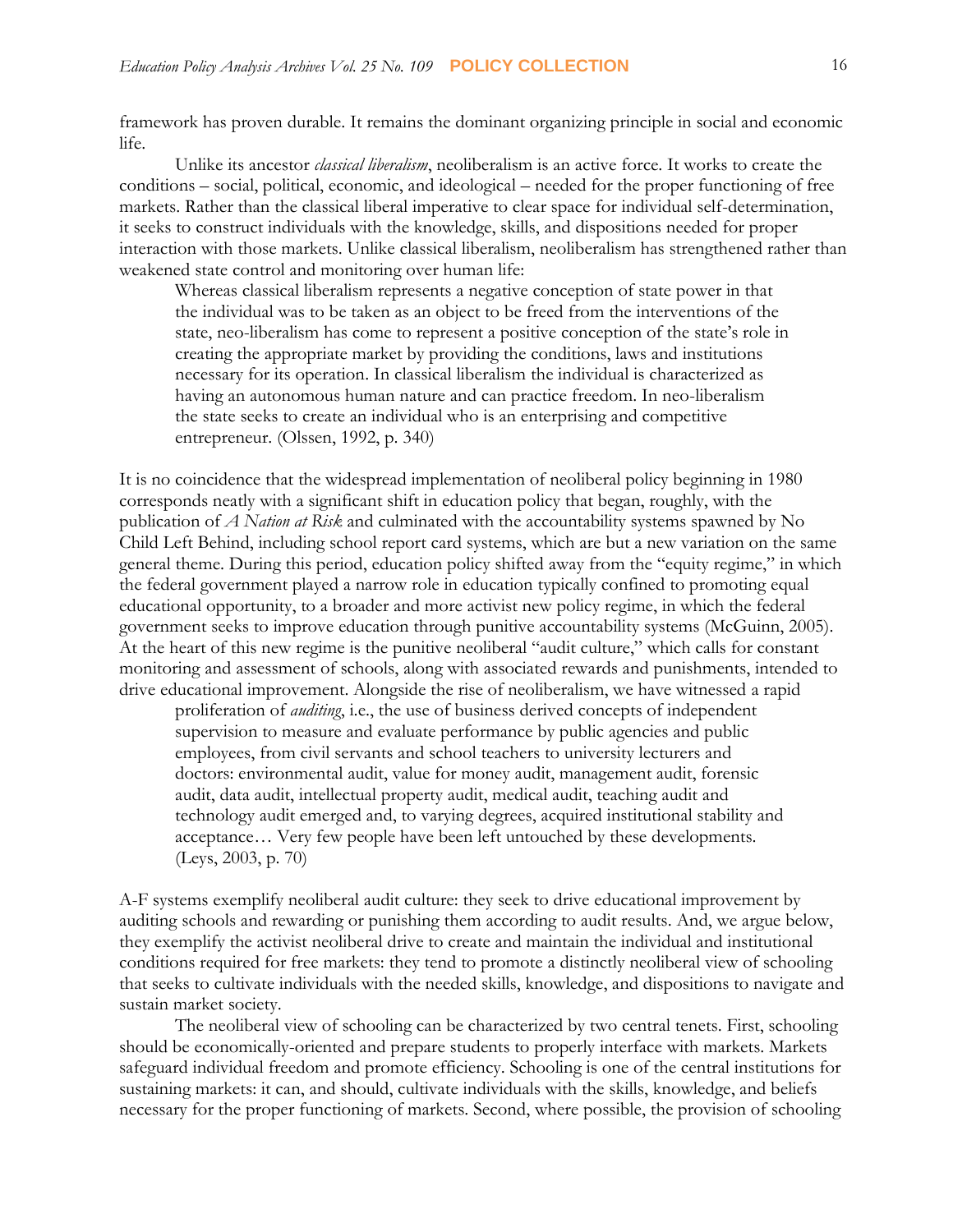framework has proven durable. It remains the dominant organizing principle in social and economic life.

Unlike its ancestor *classical liberalism*, neoliberalism is an active force. It works to create the conditions – social, political, economic, and ideological – needed for the proper functioning of free markets. Rather than the classical liberal imperative to clear space for individual self-determination, it seeks to construct individuals with the knowledge, skills, and dispositions needed for proper interaction with those markets. Unlike classical liberalism, neoliberalism has strengthened rather than weakened state control and monitoring over human life:

> Whereas classical liberalism represents a negative conception of state power in that the individual was to be taken as an object to be freed from the interventions of the state, neo-liberalism has come to represent a positive conception of the state's role in creating the appropriate market by providing the conditions, laws and institutions necessary for its operation. In classical liberalism the individual is characterized as having an autonomous human nature and can practice freedom. In neo-liberalism the state seeks to create an individual who is an enterprising and competitive entrepreneur. (Olssen, 1992, p. 340)

It is no coincidence that the widespread implementation of neoliberal policy beginning in 1980 corresponds neatly with a significant shift in education policy that began, roughly, with the publication of *A Nation at Risk* and culminated with the accountability systems spawned by No Child Left Behind, including school report card systems, which are but a new variation on the same general theme. During this period, education policy shifted away from the "equity regime," in which the federal government played a narrow role in education typically confined to promoting equal educational opportunity, to a broader and more activist new policy regime, in which the federal government seeks to improve education through punitive accountability systems (McGuinn, 2005). At the heart of this new regime is the punitive neoliberal "audit culture," which calls for constant monitoring and assessment of schools, along with associated rewards and punishments, intended to drive educational improvement. Alongside the rise of neoliberalism, we have witnessed a rapid

> proliferation of *auditing*, i.e., the use of business derived concepts of independent supervision to measure and evaluate performance by public agencies and public employees, from civil servants and school teachers to university lecturers and doctors: environmental audit, value for money audit, management audit, forensic audit, data audit, intellectual property audit, medical audit, teaching audit and technology audit emerged and, to varying degrees, acquired institutional stability and acceptance… Very few people have been left untouched by these developments. (Leys, 2003, p. 70)

A-F systems exemplify neoliberal audit culture: they seek to drive educational improvement by auditing schools and rewarding or punishing them according to audit results. And, we argue below, they exemplify the activist neoliberal drive to create and maintain the individual and institutional conditions required for free markets: they tend to promote a distinctly neoliberal view of schooling that seeks to cultivate individuals with the needed skills, knowledge, and dispositions to navigate and sustain market society.

The neoliberal view of schooling can be characterized by two central tenets. First, schooling should be economically-oriented and prepare students to properly interface with markets. Markets safeguard individual freedom and promote efficiency. Schooling is one of the central institutions for sustaining markets: it can, and should, cultivate individuals with the skills, knowledge, and beliefs necessary for the proper functioning of markets. Second, where possible, the provision of schooling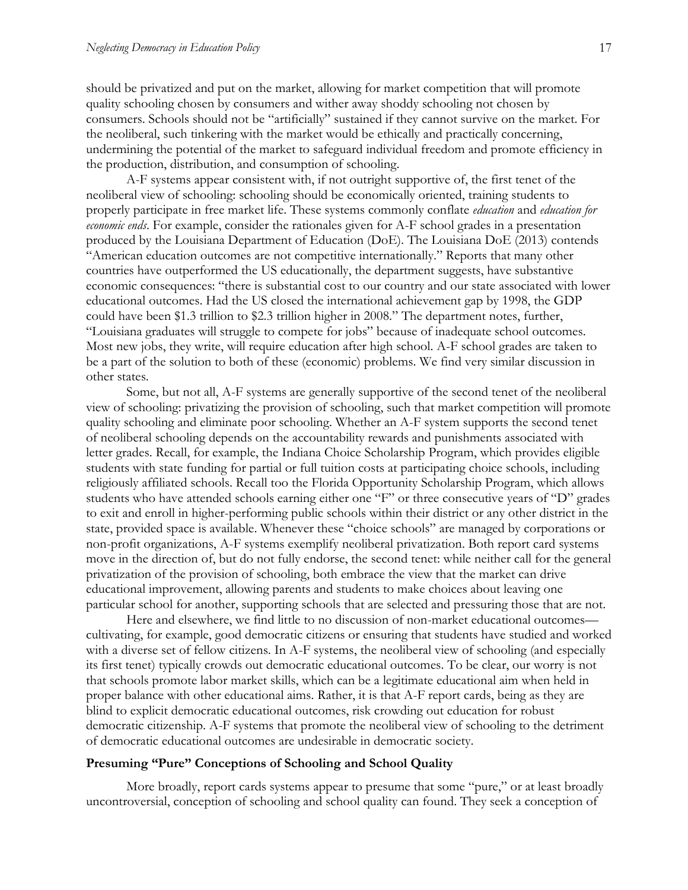should be privatized and put on the market, allowing for market competition that will promote quality schooling chosen by consumers and wither away shoddy schooling not chosen by consumers. Schools should not be "artificially" sustained if they cannot survive on the market. For the neoliberal, such tinkering with the market would be ethically and practically concerning, undermining the potential of the market to safeguard individual freedom and promote efficiency in the production, distribution, and consumption of schooling.

A-F systems appear consistent with, if not outright supportive of, the first tenet of the neoliberal view of schooling: schooling should be economically oriented, training students to properly participate in free market life. These systems commonly conflate *education* and *education for economic ends*. For example, consider the rationales given for A-F school grades in a presentation produced by the Louisiana Department of Education (DoE). The Louisiana DoE (2013) contends "American education outcomes are not competitive internationally." Reports that many other countries have outperformed the US educationally, the department suggests, have substantive economic consequences: "there is substantial cost to our country and our state associated with lower educational outcomes. Had the US closed the international achievement gap by 1998, the GDP could have been \$1.3 trillion to \$2.3 trillion higher in 2008." The department notes, further, "Louisiana graduates will struggle to compete for jobs" because of inadequate school outcomes. Most new jobs, they write, will require education after high school. A-F school grades are taken to be a part of the solution to both of these (economic) problems. We find very similar discussion in other states.

Some, but not all, A-F systems are generally supportive of the second tenet of the neoliberal view of schooling: privatizing the provision of schooling, such that market competition will promote quality schooling and eliminate poor schooling. Whether an A-F system supports the second tenet of neoliberal schooling depends on the accountability rewards and punishments associated with letter grades. Recall, for example, the Indiana Choice Scholarship Program, which provides eligible students with state funding for partial or full tuition costs at participating choice schools, including religiously affiliated schools. Recall too the Florida Opportunity Scholarship Program, which allows students who have attended schools earning either one "F" or three consecutive years of "D" grades to exit and enroll in higher-performing public schools within their district or any other district in the state, provided space is available. Whenever these "choice schools" are managed by corporations or non-profit organizations, A-F systems exemplify neoliberal privatization. Both report card systems move in the direction of, but do not fully endorse, the second tenet: while neither call for the general privatization of the provision of schooling, both embrace the view that the market can drive educational improvement, allowing parents and students to make choices about leaving one particular school for another, supporting schools that are selected and pressuring those that are not.

Here and elsewhere, we find little to no discussion of non-market educational outcomes—cultivating, for example, good democratic citizens or ensuring that students have studied and worked with a diverse set of fellow citizens. In A-F systems, the neoliberal view of schooling (and especially its first tenet) typically crowds out democratic educational outcomes. To be clear, our worry is not that schools promote labor market skills, which can be a legitimate educational aim when held in proper balance with other educational aims. Rather, it is that A-F report cards, being as they are blind to explicit democratic educational outcomes, risk crowding out education for robust democratic citizenship. A-F systems that promote the neoliberal view of schooling to the detriment of democratic educational outcomes are undesirable in democratic society.

### Presuming "Pure" Conceptions of Schooling and School Quality

More broadly, report cards systems appear to presume that some "pure," or at least broadly uncontroversial, conception of schooling and school quality can found. They seek a conception of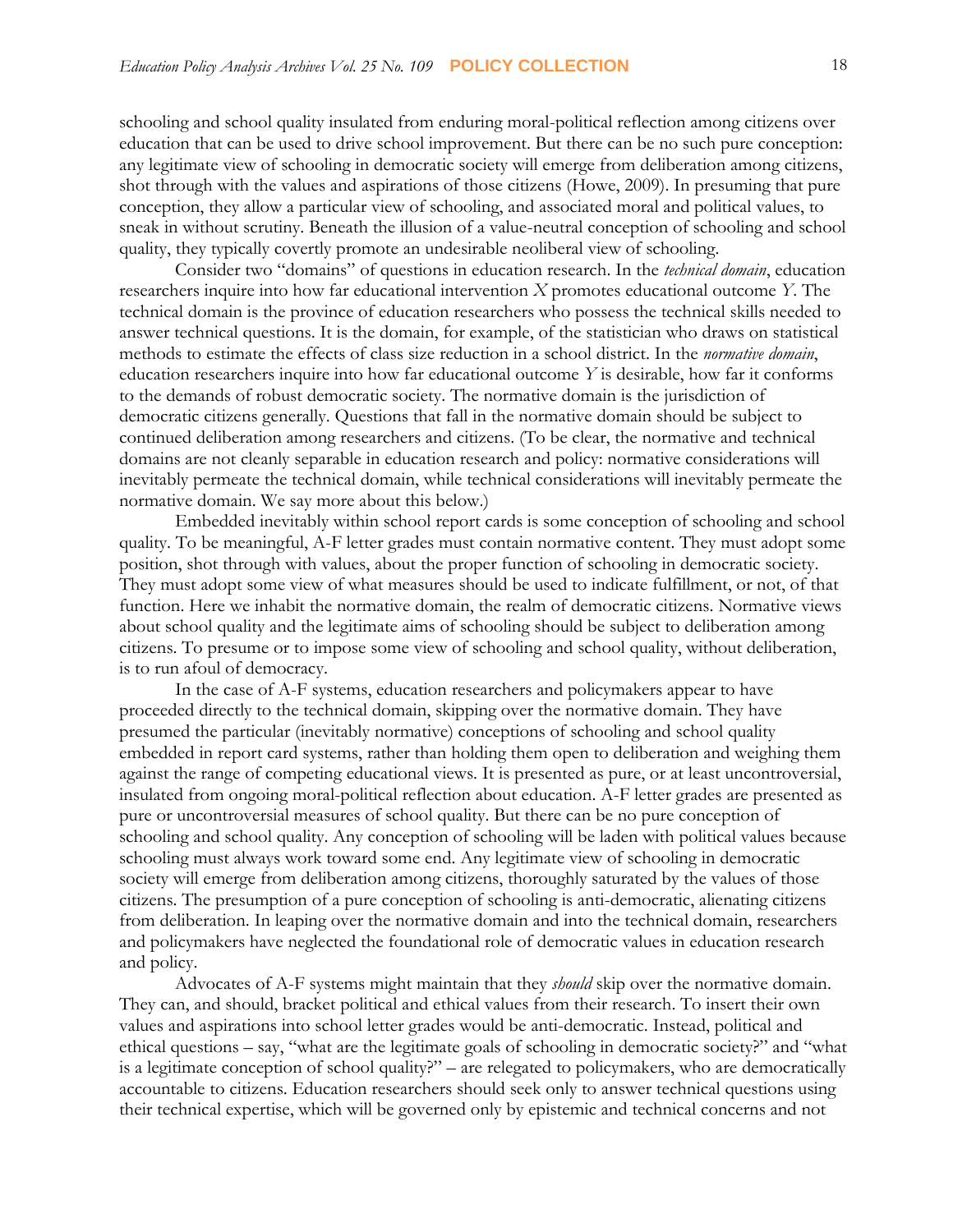schooling and school quality insulated from enduring moral-political reflection among citizens over education that can be used to drive school improvement. But there can be no such pure conception: any legitimate view of schooling in democratic society will emerge from deliberation among citizens, shot through with the values and aspirations of those citizens (Howe, 2009). In presuming that pure conception, they allow a particular view of schooling, and associated moral and political values, to sneak in without scrutiny. Beneath the illusion of a value-neutral conception of schooling and school quality, they typically covertly promote an undesirable neoliberal view of schooling.

Consider two "domains" of questions in education research. In the *technical domain*, education researchers inquire into how far educational intervention *X* promotes educational outcome *Y*. The technical domain is the province of education researchers who possess the technical skills needed to answer technical questions. It is the domain, for example, of the statistician who draws on statistical methods to estimate the effects of class size reduction in a school district. In the *normative domain*, education researchers inquire into how far educational outcome *Y* is desirable, how far it conforms to the demands of robust democratic society. The normative domain is the jurisdiction of democratic citizens generally. Questions that fall in the normative domain should be subject to continued deliberation among researchers and citizens. (To be clear, the normative and technical domains are not cleanly separable in education research and policy: normative considerations will inevitably permeate the technical domain, while technical considerations will inevitably permeate the normative domain. We say more about this below.)

Embedded inevitably within school report cards is some conception of schooling and school quality. To be meaningful, A-F letter grades must contain normative content. They must adopt some position, shot through with values, about the proper function of schooling in democratic society. They must adopt some view of what measures should be used to indicate fulfillment, or not, of that function. Here we inhabit the normative domain, the realm of democratic citizens. Normative views about school quality and the legitimate aims of schooling should be subject to deliberation among citizens. To presume or to impose some view of schooling and school quality, without deliberation, is to run afoul of democracy.

In the case of A-F systems, education researchers and policymakers appear to have proceeded directly to the technical domain, skipping over the normative domain. They have presumed the particular (inevitably normative) conceptions of schooling and school quality embedded in report card systems, rather than holding them open to deliberation and weighing them against the range of competing educational views. It is presented as pure, or at least uncontroversial, insulated from ongoing moral-political reflection about education. A-F letter grades are presented as pure or uncontroversial measures of school quality. But there can be no pure conception of schooling and school quality. Any conception of schooling will be laden with political values because schooling must always work toward some end. Any legitimate view of schooling in democratic society will emerge from deliberation among citizens, thoroughly saturated by the values of those citizens. The presumption of a pure conception of schooling is anti-democratic, alienating citizens from deliberation. In leaping over the normative domain and into the technical domain, researchers and policymakers have neglected the foundational role of democratic values in education research and policy.

Advocates of A-F systems might maintain that they *should* skip over the normative domain. They can, and should, bracket political and ethical values from their research. To insert their own values and aspirations into school letter grades would be anti-democratic. Instead, political and ethical questions – say, "what are the legitimate goals of schooling in democratic society?" and "what is a legitimate conception of school quality?" – are relegated to policymakers, who are democratically accountable to citizens. Education researchers should seek only to answer technical questions using their technical expertise, which will be governed only by epistemic and technical concerns and not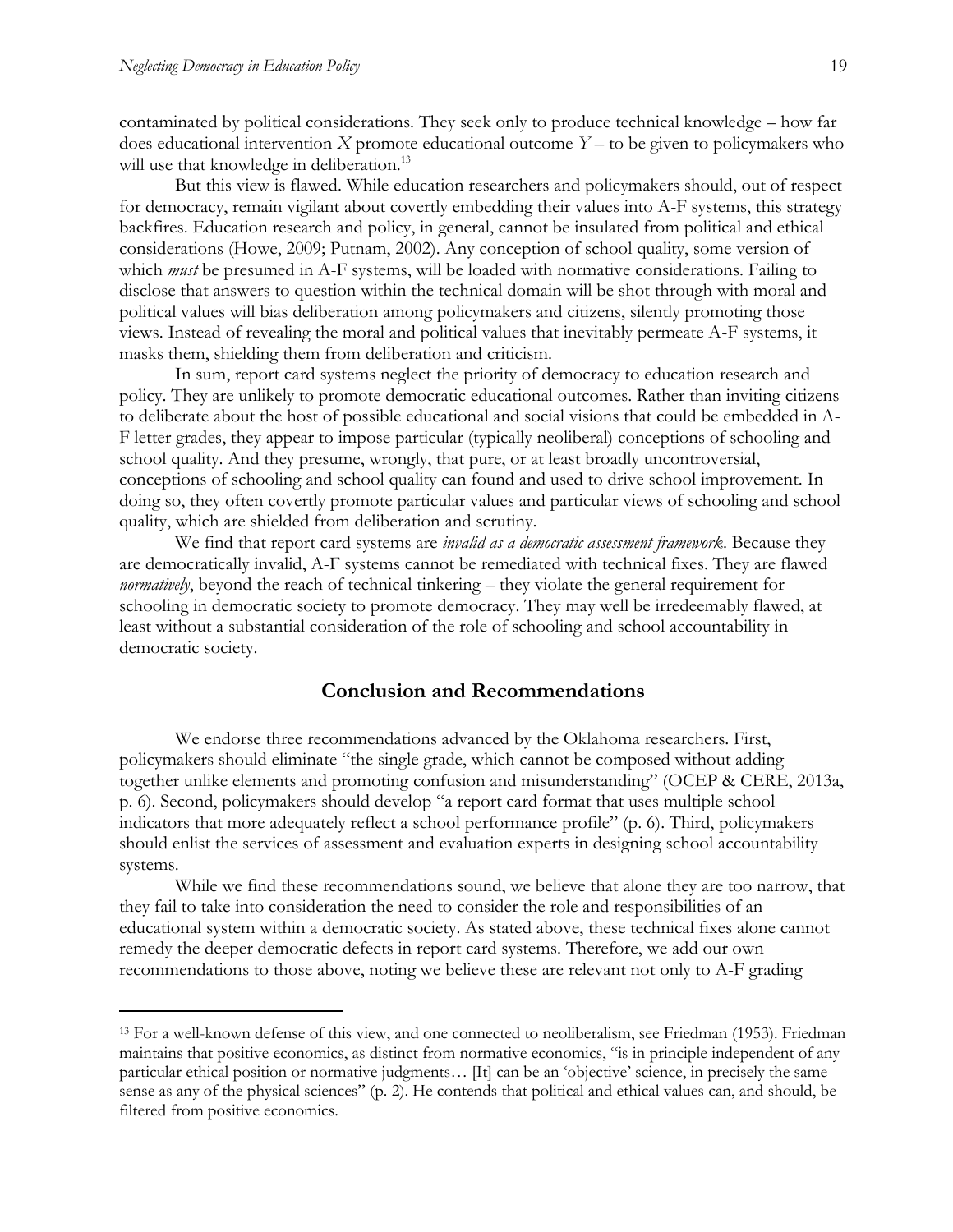contaminated by political considerations. They seek only to produce technical knowledge – how far does educational intervention *X* promote educational outcome *Y* – to be given to policymakers who will use that knowledge in deliberation.[13]

But this view is flawed. While education researchers and policymakers should, out of respect for democracy, remain vigilant about covertly embedding their values into A-F systems, this strategy backfires. Education research and policy, in general, cannot be insulated from political and ethical considerations (Howe, 2009; Putnam, 2002). Any conception of school quality, some version of which *must* be presumed in A-F systems, will be loaded with normative considerations. Failing to disclose that answers to question within the technical domain will be shot through with moral and political values will bias deliberation among policymakers and citizens, silently promoting those views. Instead of revealing the moral and political values that inevitably permeate A-F systems, it masks them, shielding them from deliberation and criticism.

In sum, report card systems neglect the priority of democracy to education research and policy. They are unlikely to promote democratic educational outcomes. Rather than inviting citizens to deliberate about the host of possible educational and social visions that could be embedded in A-F letter grades, they appear to impose particular (typically neoliberal) conceptions of schooling and school quality. And they presume, wrongly, that pure, or at least broadly uncontroversial, conceptions of schooling and school quality can found and used to drive school improvement. In doing so, they often covertly promote particular values and particular views of schooling and school quality, which are shielded from deliberation and scrutiny.

We find that report card systems are *invalid as a democratic assessment framework*. Because they are democratically invalid, A-F systems cannot be remediated with technical fixes. They are flawed *normatively*, beyond the reach of technical tinkering – they violate the general requirement for schooling in democratic society to promote democracy. They may well be irredeemably flawed, at least without a substantial consideration of the role of schooling and school accountability in democratic society.

## Conclusion and Recommendations

We endorse three recommendations advanced by the Oklahoma researchers. First, policymakers should eliminate "the single grade, which cannot be composed without adding together unlike elements and promoting confusion and misunderstanding" (OCEP & CERE, 2013a, p. 6). Second, policymakers should develop "a report card format that uses multiple school indicators that more adequately reflect a school performance profile" (p. 6). Third, policymakers should enlist the services of assessment and evaluation experts in designing school accountability systems.

While we find these recommendations sound, we believe that alone they are too narrow, that they fail to take into consideration the need to consider the role and responsibilities of an educational system within a democratic society. As stated above, these technical fixes alone cannot remedy the deeper democratic defects in report card systems. Therefore, we add our own recommendations to those above, noting we believe these are relevant not only to A-F grading

---

[13] For a well-known defense of this view, and one connected to neoliberalism, see Friedman (1953). Friedman maintains that positive economics, as distinct from normative economics, "is in principle independent of any particular ethical position or normative judgments… [It] can be an 'objective' science, in precisely the same sense as any of the physical sciences" (p. 2). He contends that political and ethical values can, and should, be filtered from positive economics.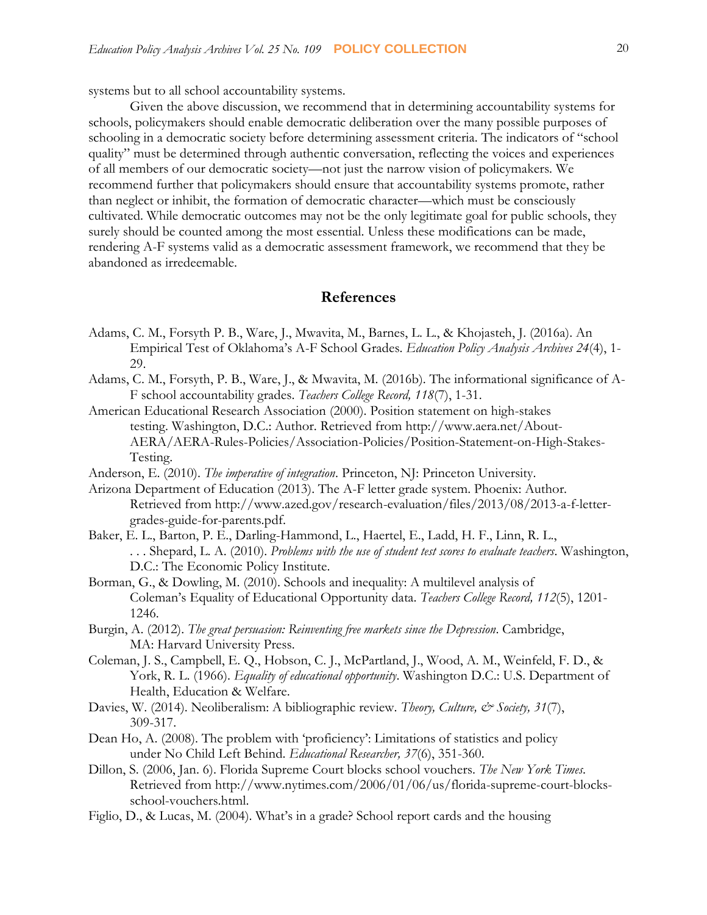systems but to all school accountability systems.

Given the above discussion, we recommend that in determining accountability systems for schools, policymakers should enable democratic deliberation over the many possible purposes of schooling in a democratic society before determining assessment criteria. The indicators of "school quality" must be determined through authentic conversation, reflecting the voices and experiences of all members of our democratic society—not just the narrow vision of policymakers. We recommend further that policymakers should ensure that accountability systems promote, rather than neglect or inhibit, the formation of democratic character—which must be consciously cultivated. While democratic outcomes may not be the only legitimate goal for public schools, they surely should be counted among the most essential. Unless these modifications can be made, rendering A-F systems valid as a democratic assessment framework, we recommend that they be abandoned as irredeemable.

## References

Adams, C. M., Forsyth P. B., Ware, J., Mwavita, M., Barnes, L. L., & Khojasteh, J. (2016a). An Empirical Test of Oklahoma's A-F School Grades. *Education Policy Analysis Archives 24*(4), 1-29.

Adams, C. M., Forsyth, P. B., Ware, J., & Mwavita, M. (2016b). The informational significance of A-F school accountability grades. *Teachers College Record, 118*(7), 1-31.

American Educational Research Association (2000). Position statement on high-stakes testing. Washington, D.C.: Author. Retrieved from http://www.aera.net/About-AERA/AERA-Rules-Policies/Association-Policies/Position-Statement-on-High-Stakes-Testing.

Anderson, E. (2010). *The imperative of integration*. Princeton, NJ: Princeton University.

Arizona Department of Education (2013). The A-F letter grade system. Phoenix: Author. Retrieved from http://www.azed.gov/research-evaluation/files/2013/08/2013-a-f-letter-grades-guide-for-parents.pdf.

Baker, E. L., Barton, P. E., Darling-Hammond, L., Haertel, E., Ladd, H. F., Linn, R. L., . . . Shepard, L. A. (2010). *Problems with the use of student test scores to evaluate teachers*. Washington, D.C.: The Economic Policy Institute.

Borman, G., & Dowling, M. (2010). Schools and inequality: A multilevel analysis of Coleman's Equality of Educational Opportunity data. *Teachers College Record, 112*(5), 1201-1246.

Burgin, A. (2012). *The great persuasion: Reinventing free markets since the Depression*. Cambridge, MA: Harvard University Press.

Coleman, J. S., Campbell, E. Q., Hobson, C. J., McPartland, J., Wood, A. M., Weinfeld, F. D., & York, R. L. (1966). *Equality of educational opportunity*. Washington D.C.: U.S. Department of Health, Education & Welfare.

Davies, W. (2014). Neoliberalism: A bibliographic review. *Theory, Culture, & Society, 31*(7), 309-317.

Dean Ho, A. (2008). The problem with 'proficiency': Limitations of statistics and policy under No Child Left Behind. *Educational Researcher, 37*(6), 351-360.

Dillon, S. (2006, Jan. 6). Florida Supreme Court blocks school vouchers. *The New York Times*. Retrieved from http://www.nytimes.com/2006/01/06/us/florida-supreme-court-blocks-school-vouchers.html.

Figlio, D., & Lucas, M. (2004). What's in a grade? School report cards and the housing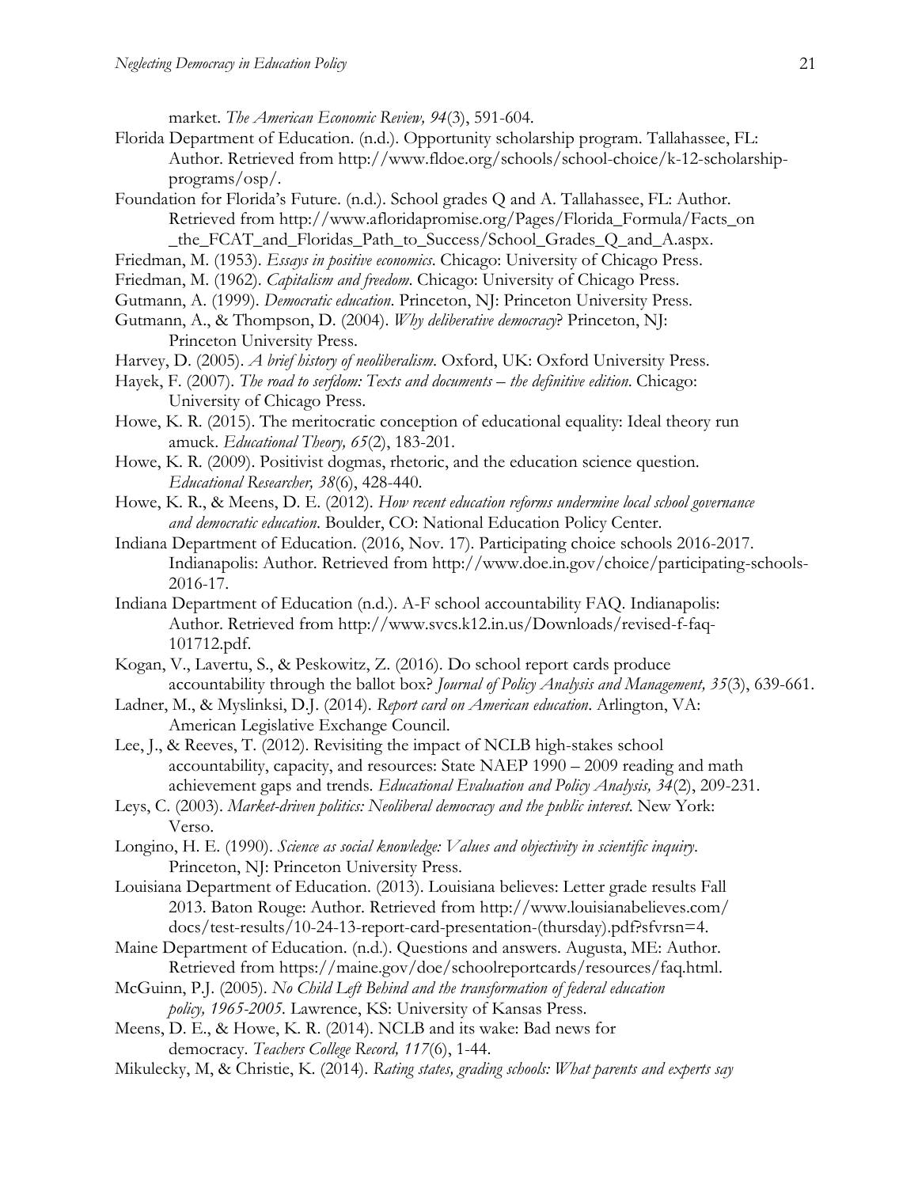market. *The American Economic Review, 94*(3), 591-604.

Florida Department of Education. (n.d.). Opportunity scholarship program. Tallahassee, FL: Author. Retrieved from http://www.fldoe.org/schools/school-choice/k-12-scholarship-programs/osp/.

Foundation for Florida's Future. (n.d.). School grades Q and A. Tallahassee, FL: Author. Retrieved from http://www.afloridapromise.org/Pages/Florida_Formula/Facts_on_the_FCAT_and_Floridas_Path_to_Success/School_Grades_Q_and_A.aspx.

Friedman, M. (1953). *Essays in positive economics*. Chicago: University of Chicago Press.

Friedman, M. (1962). *Capitalism and freedom*. Chicago: University of Chicago Press.

Gutmann, A. (1999). *Democratic education*. Princeton, NJ: Princeton University Press.

Gutmann, A., & Thompson, D. (2004). *Why deliberative democracy*? Princeton, NJ: Princeton University Press.

Harvey, D. (2005). *A brief history of neoliberalism*. Oxford, UK: Oxford University Press.

Hayek, F. (2007). *The road to serfdom: Texts and documents – the definitive edition*. Chicago: University of Chicago Press.

Howe, K. R. (2015). The meritocratic conception of educational equality: Ideal theory run amuck. *Educational Theory, 65*(2), 183-201.

Howe, K. R. (2009). Positivist dogmas, rhetoric, and the education science question. *Educational Researcher, 38*(6), 428-440.

Howe, K. R., & Meens, D. E. (2012). *How recent education reforms undermine local school governance and democratic education*. Boulder, CO: National Education Policy Center.

Indiana Department of Education. (2016, Nov. 17). Participating choice schools 2016-2017. Indianapolis: Author. Retrieved from http://www.doe.in.gov/choice/participating-schools-2016-17.

Indiana Department of Education (n.d.). A-F school accountability FAQ. Indianapolis: Author. Retrieved from http://www.svcs.k12.in.us/Downloads/revised-f-faq-101712.pdf.

Kogan, V., Lavertu, S., & Peskowitz, Z. (2016). Do school report cards produce accountability through the ballot box? *Journal of Policy Analysis and Management, 35*(3), 639-661.

Ladner, M., & Myslinksi, D.J. (2014). *Report card on American education*. Arlington, VA: American Legislative Exchange Council.

Lee, J., & Reeves, T. (2012). Revisiting the impact of NCLB high-stakes school accountability, capacity, and resources: State NAEP 1990 – 2009 reading and math achievement gaps and trends. *Educational Evaluation and Policy Analysis, 34*(2), 209-231.

Leys, C. (2003). *Market-driven politics: Neoliberal democracy and the public interest*. New York: Verso.

Longino, H. E. (1990). *Science as social knowledge: Values and objectivity in scientific inquiry*. Princeton, NJ: Princeton University Press.

Louisiana Department of Education. (2013). Louisiana believes: Letter grade results Fall 2013. Baton Rouge: Author. Retrieved from http://www.louisianabelieves.com/docs/test-results/10-24-13-report-card-presentation-(thursday).pdf?sfvrsn=4.

Maine Department of Education. (n.d.). Questions and answers. Augusta, ME: Author. Retrieved from https://maine.gov/doe/schoolreportcards/resources/faq.html.

McGuinn, P.J. (2005). *No Child Left Behind and the transformation of federal education policy, 1965-2005*. Lawrence, KS: University of Kansas Press.

Meens, D. E., & Howe, K. R. (2014). NCLB and its wake: Bad news for democracy. *Teachers College Record, 117*(6), 1-44.

Mikulecky, M, & Christie, K. (2014). *Rating states, grading schools: What parents and experts say*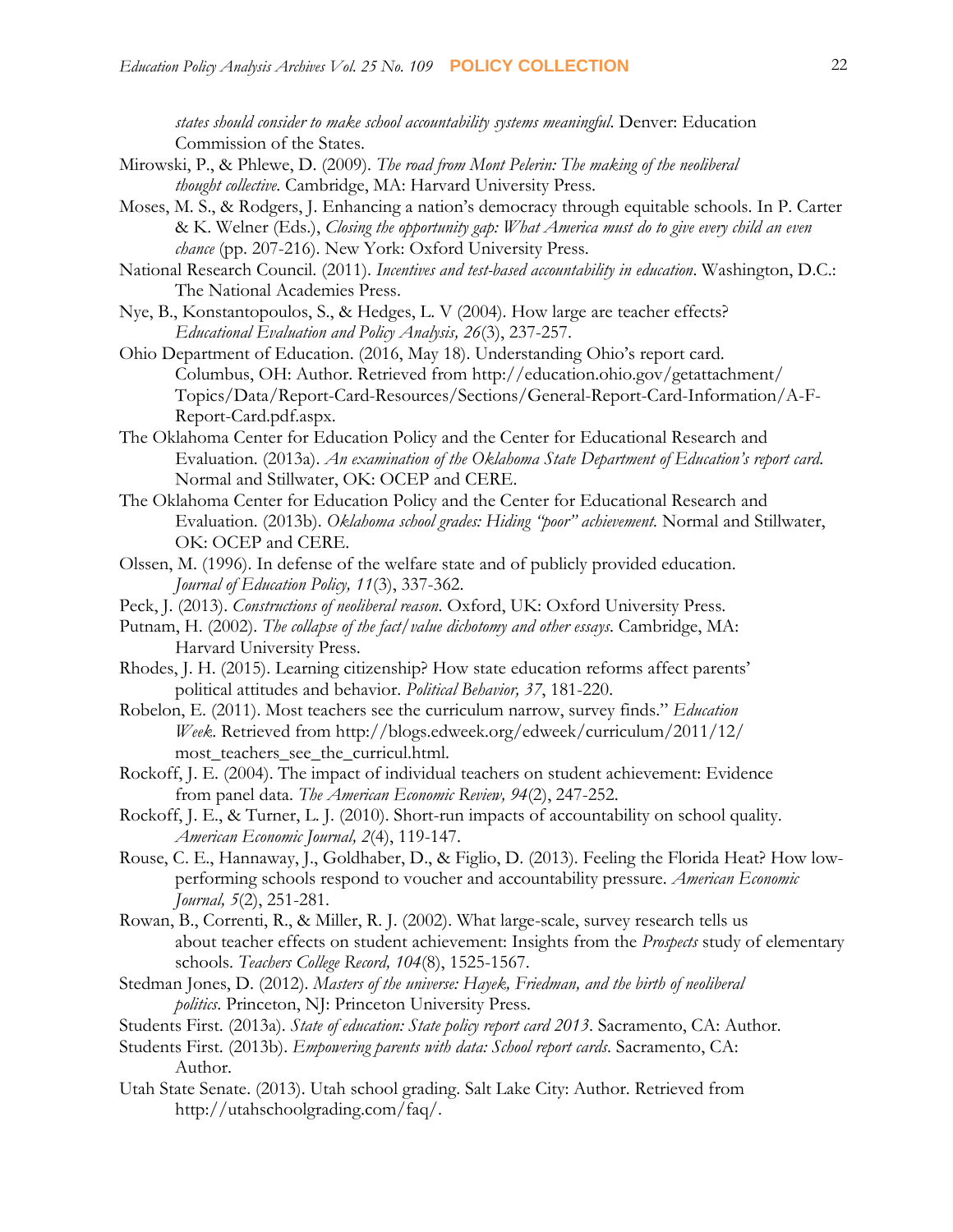*states should consider to make school accountability systems meaningful*. Denver: Education Commission of the States.

Mirowski, P., & Phlewe, D. (2009). *The road from Mont Pelerin: The making of the neoliberal thought collective*. Cambridge, MA: Harvard University Press.

Moses, M. S., & Rodgers, J. Enhancing a nation's democracy through equitable schools. In P. Carter & K. Welner (Eds.), *Closing the opportunity gap: What America must do to give every child an even chance* (pp. 207-216). New York: Oxford University Press.

National Research Council. (2011). *Incentives and test-based accountability in education*. Washington, D.C.: The National Academies Press.

Nye, B., Konstantopoulos, S., & Hedges, L. V (2004). How large are teacher effects? *Educational Evaluation and Policy Analysis, 26*(3), 237-257.

Ohio Department of Education. (2016, May 18). Understanding Ohio's report card. Columbus, OH: Author. Retrieved from http://education.ohio.gov/getattachment/Topics/Data/Report-Card-Resources/Sections/General-Report-Card-Information/A-F-Report-Card.pdf.aspx.

The Oklahoma Center for Education Policy and the Center for Educational Research and Evaluation. (2013a). *An examination of the Oklahoma State Department of Education's report card*. Normal and Stillwater, OK: OCEP and CERE.

The Oklahoma Center for Education Policy and the Center for Educational Research and Evaluation. (2013b). *Oklahoma school grades: Hiding "poor" achievement*. Normal and Stillwater, OK: OCEP and CERE.

Olssen, M. (1996). In defense of the welfare state and of publicly provided education. *Journal of Education Policy, 11*(3), 337-362.

Peck, J. (2013). *Constructions of neoliberal reason*. Oxford, UK: Oxford University Press.

Putnam, H. (2002). *The collapse of the fact/value dichotomy and other essays*. Cambridge, MA: Harvard University Press.

Rhodes, J. H. (2015). Learning citizenship? How state education reforms affect parents' political attitudes and behavior. *Political Behavior, 37*, 181-220.

Robelon, E. (2011). Most teachers see the curriculum narrow, survey finds." *Education Week*. Retrieved from http://blogs.edweek.org/edweek/curriculum/2011/12/most_teachers_see_the_curricul.html.

Rockoff, J. E. (2004). The impact of individual teachers on student achievement: Evidence from panel data. *The American Economic Review, 94*(2), 247-252.

Rockoff, J. E., & Turner, L. J. (2010). Short-run impacts of accountability on school quality. *American Economic Journal, 2*(4), 119-147.

Rouse, C. E., Hannaway, J., Goldhaber, D., & Figlio, D. (2013). Feeling the Florida Heat? How low-performing schools respond to voucher and accountability pressure. *American Economic Journal, 5*(2), 251-281.

Rowan, B., Correnti, R., & Miller, R. J. (2002). What large-scale, survey research tells us about teacher effects on student achievement: Insights from the *Prospects* study of elementary schools. *Teachers College Record, 104*(8), 1525-1567.

Stedman Jones, D. (2012). *Masters of the universe: Hayek, Friedman, and the birth of neoliberal politics*. Princeton, NJ: Princeton University Press.

Students First. (2013a). *State of education: State policy report card 2013*. Sacramento, CA: Author.

Students First. (2013b). *Empowering parents with data: School report cards*. Sacramento, CA: Author.

Utah State Senate. (2013). Utah school grading. Salt Lake City: Author. Retrieved from http://utahschoolgrading.com/faq/.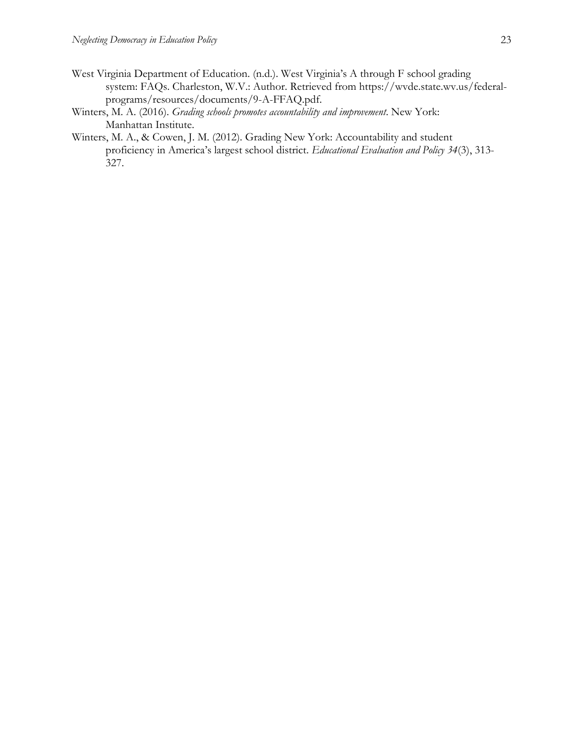West Virginia Department of Education. (n.d.). West Virginia's A through F school grading system: FAQs. Charleston, W.V.: Author. Retrieved from https://wvde.state.wv.us/federal-programs/resources/documents/9-A-FFAQ.pdf.

Winters, M. A. (2016). *Grading schools promotes accountability and improvement*. New York: Manhattan Institute.

Winters, M. A., & Cowen, J. M. (2012). Grading New York: Accountability and student proficiency in America's largest school district. *Educational Evaluation and Policy 34*(3), 313-327.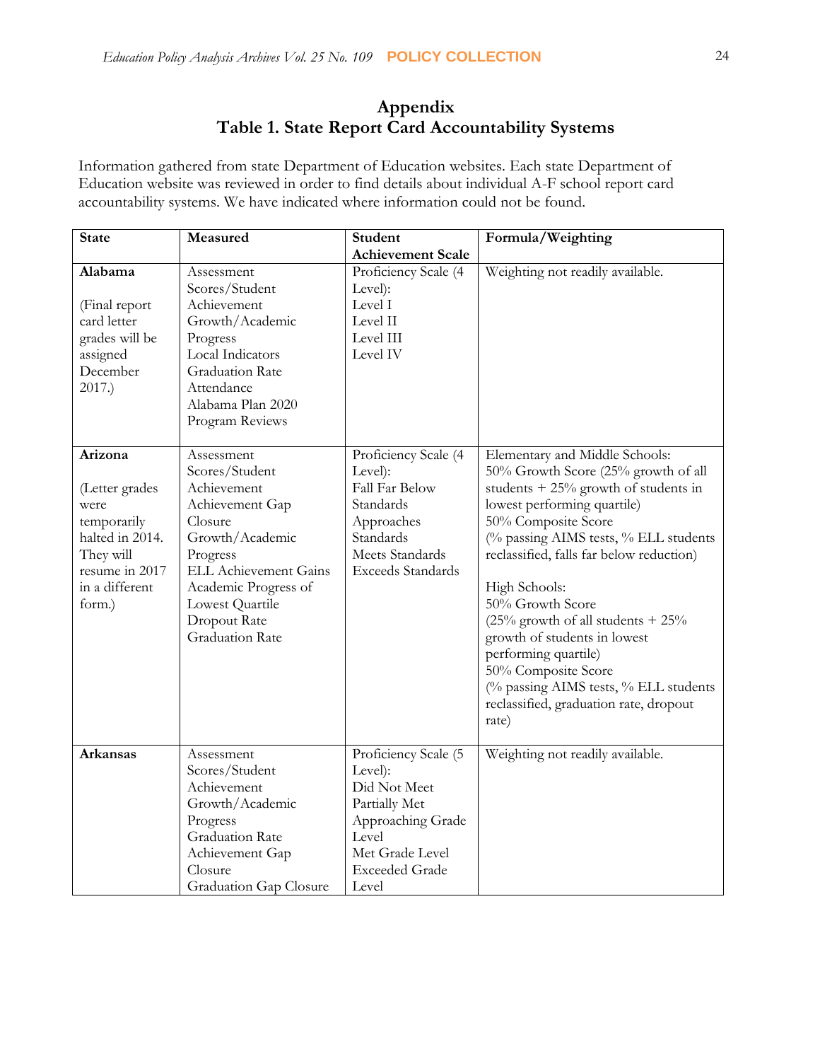# Appendix

## Table 1. State Report Card Accountability Systems

Information gathered from state Department of Education websites. Each state Department of Education website was reviewed in order to find details about individual A-F school report card accountability systems. We have indicated where information could not be found.

| State | Measured | Student Achievement Scale | Formula/Weighting |
|---|---|---|---|
| **Alabama**<br><br>(Final report card letter grades will be assigned December 2017.) | Assessment Scores/Student Achievement<br>Growth/Academic Progress<br>Local Indicators<br>Graduation Rate<br>Attendance<br>Alabama Plan 2020<br>Program Reviews | Proficiency Scale (4 Level):<br>Level I<br>Level II<br>Level III<br>Level IV | Weighting not readily available. |
| **Arizona**<br><br>(Letter grades were temporarily halted in 2014. They will resume in 2017 in a different form.) | Assessment Scores/Student Achievement<br>Achievement Gap Closure<br>Growth/Academic Progress<br>ELL Achievement Gains<br>Academic Progress of Lowest Quartile<br>Dropout Rate<br>Graduation Rate | Proficiency Scale (4 Level):<br>Fall Far Below Standards<br>Approaches Standards<br>Meets Standards<br>Exceeds Standards | Elementary and Middle Schools:<br>50% Growth Score (25% growth of all students + 25% growth of students in lowest performing quartile)<br>50% Composite Score<br>(% passing AIMS tests, % ELL students reclassified, falls far below reduction)<br><br>High Schools:<br>50% Growth Score<br>(25% growth of all students + 25% growth of students in lowest performing quartile)<br>50% Composite Score<br>(% passing AIMS tests, % ELL students reclassified, graduation rate, dropout rate) |
| **Arkansas** | Assessment Scores/Student Achievement<br>Growth/Academic Progress<br>Graduation Rate<br>Achievement Gap Closure<br>Graduation Gap Closure | Proficiency Scale (5 Level):<br>Did Not Meet<br>Partially Met<br>Approaching Grade Level<br>Met Grade Level<br>Exceeded Grade Level | Weighting not readily available. |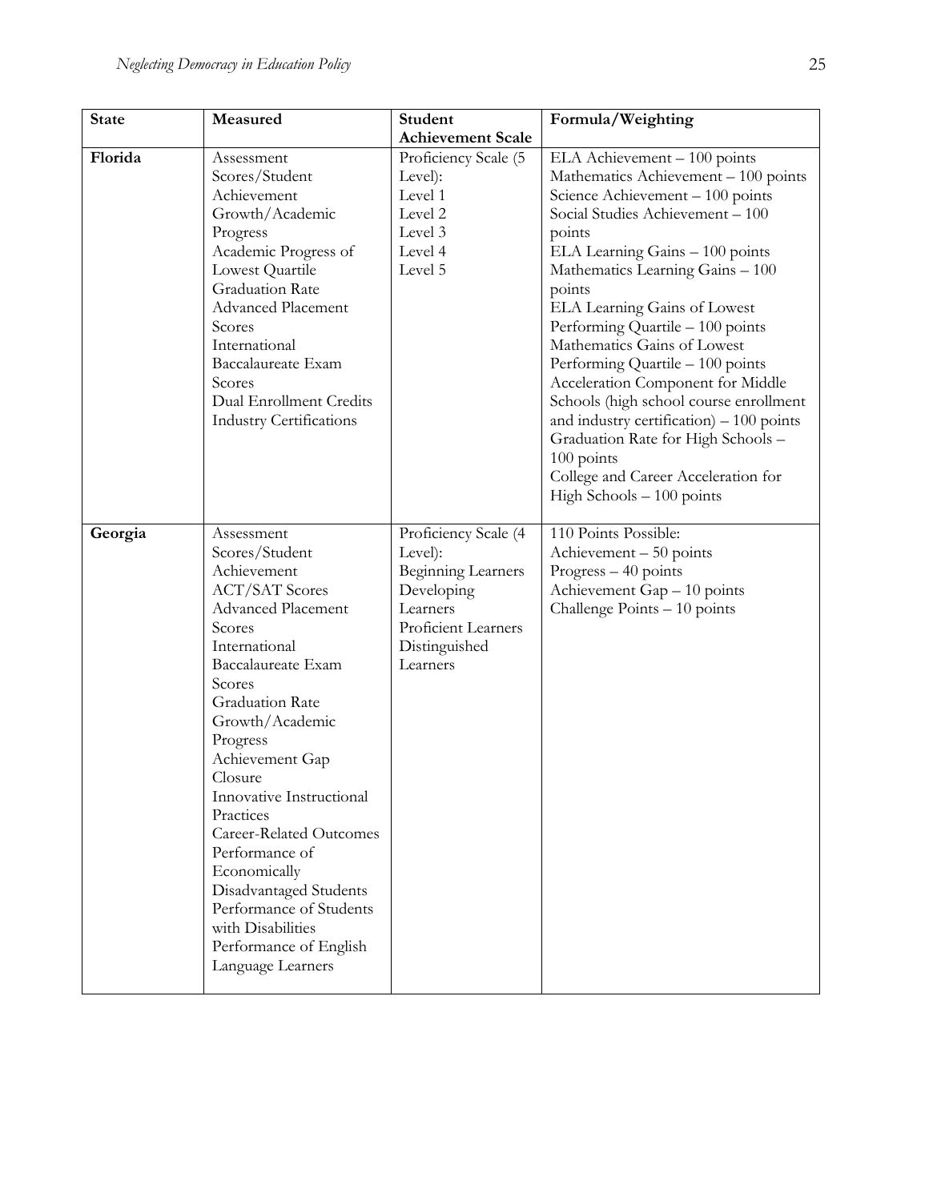| State | Measured | Student Achievement Scale | Formula/Weighting |
|---|---|---|---|
| **Florida** | Assessment Scores/Student Achievement<br>Growth/Academic Progress<br>Academic Progress of Lowest Quartile<br>Graduation Rate<br>Advanced Placement Scores<br>International Baccalaureate Exam Scores<br>Dual Enrollment Credits<br>Industry Certifications | Proficiency Scale (5 Level):<br>Level 1<br>Level 2<br>Level 3<br>Level 4<br>Level 5 | ELA Achievement – 100 points<br>Mathematics Achievement – 100 points<br>Science Achievement – 100 points<br>Social Studies Achievement – 100 points<br>ELA Learning Gains – 100 points<br>Mathematics Learning Gains – 100 points<br>ELA Learning Gains of Lowest Performing Quartile – 100 points<br>Mathematics Gains of Lowest Performing Quartile – 100 points<br>Acceleration Component for Middle Schools (high school course enrollment and industry certification) – 100 points<br>Graduation Rate for High Schools – 100 points<br>College and Career Acceleration for High Schools – 100 points |
| **Georgia** | Assessment Scores/Student Achievement<br>ACT/SAT Scores<br>Advanced Placement Scores<br>International Baccalaureate Exam Scores<br>Graduation Rate<br>Growth/Academic Progress<br>Achievement Gap Closure<br>Innovative Instructional Practices<br>Career-Related Outcomes<br>Performance of Economically Disadvantaged Students<br>Performance of Students with Disabilities<br>Performance of English Language Learners | Proficiency Scale (4 Level):<br>Beginning Learners<br>Developing Learners<br>Proficient Learners<br>Distinguished Learners | 110 Points Possible:<br>Achievement – 50 points<br>Progress – 40 points<br>Achievement Gap – 10 points<br>Challenge Points – 10 points |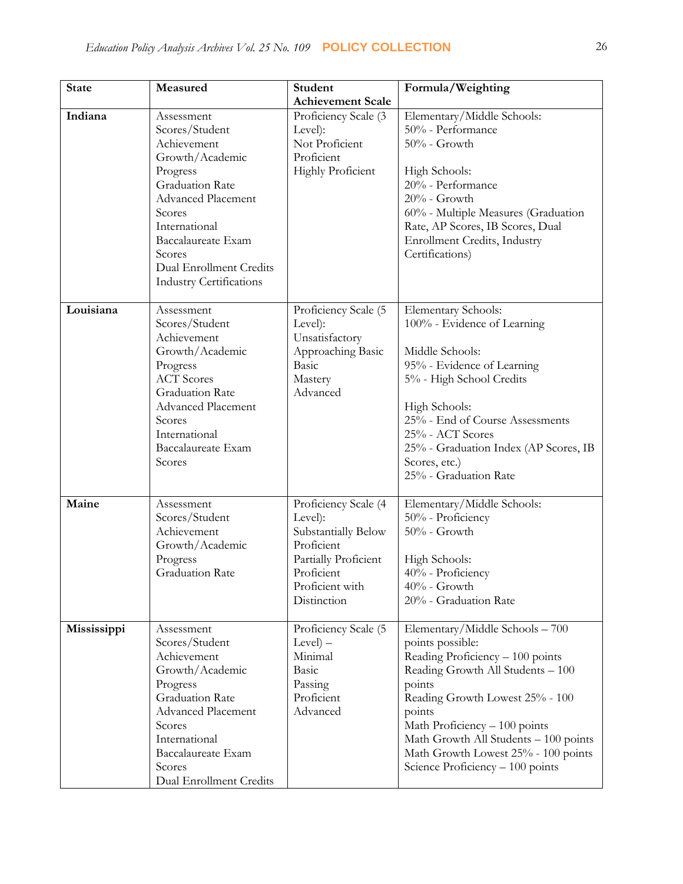| State | Measured | Student Achievement Scale | Formula/Weighting |
|---|---|---|---|
| **Indiana** | Assessment Scores/Student Achievement<br>Growth/Academic Progress<br>Graduation Rate<br>Advanced Placement Scores<br>International Baccalaureate Exam Scores<br>Dual Enrollment Credits<br>Industry Certifications | Proficiency Scale (3 Level):<br>Not Proficient<br>Proficient<br>Highly Proficient | Elementary/Middle Schools:<br>50% - Performance<br>50% - Growth<br><br>High Schools:<br>20% - Performance<br>20% - Growth<br>60% - Multiple Measures (Graduation Rate, AP Scores, IB Scores, Dual Enrollment Credits, Industry Certifications) |
| **Louisiana** | Assessment Scores/Student Achievement<br>Growth/Academic Progress<br>ACT Scores<br>Graduation Rate<br>Advanced Placement Scores<br>International Baccalaureate Exam Scores | Proficiency Scale (5 Level):<br>Unsatisfactory<br>Approaching Basic<br>Basic<br>Mastery<br>Advanced | Elementary Schools:<br>100% - Evidence of Learning<br><br>Middle Schools:<br>95% - Evidence of Learning<br>5% - High School Credits<br><br>High Schools:<br>25% - End of Course Assessments<br>25% - ACT Scores<br>25% - Graduation Index (AP Scores, IB Scores, etc.)<br>25% - Graduation Rate |
| **Maine** | Assessment Scores/Student Achievement<br>Growth/Academic Progress<br>Graduation Rate | Proficiency Scale (4 Level):<br>Substantially Below Proficient<br>Partially Proficient<br>Proficient<br>Proficient with Distinction | Elementary/Middle Schools:<br>50% - Proficiency<br>50% - Growth<br><br>High Schools:<br>40% - Proficiency<br>40% - Growth<br>20% - Graduation Rate |
| **Mississippi** | Assessment Scores/Student Achievement<br>Growth/Academic Progress<br>Graduation Rate<br>Advanced Placement Scores<br>International Baccalaureate Exam Scores<br>Dual Enrollment Credits | Proficiency Scale (5 Level) –<br>Minimal<br>Basic<br>Passing<br>Proficient<br>Advanced | Elementary/Middle Schools – 700 points possible:<br>Reading Proficiency – 100 points<br>Reading Growth All Students – 100 points<br>Reading Growth Lowest 25% - 100 points<br>Math Proficiency – 100 points<br>Math Growth All Students – 100 points<br>Math Growth Lowest 25% - 100 points<br>Science Proficiency – 100 points |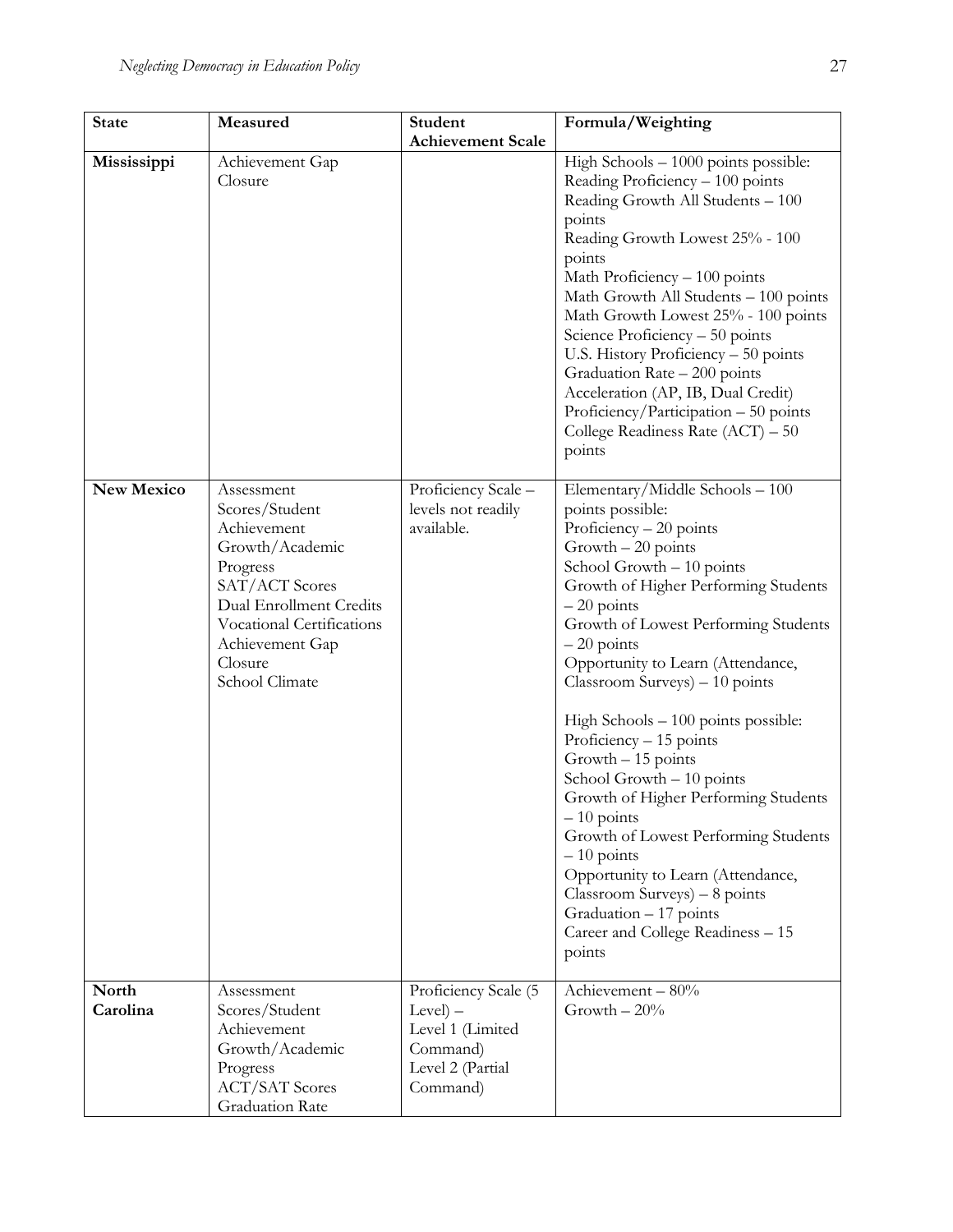| State | Measured | Student Achievement Scale | Formula/Weighting |
|---|---|---|---|
| **Mississippi** | Achievement Gap Closure | | High Schools – 1000 points possible:<br>Reading Proficiency – 100 points<br>Reading Growth All Students – 100 points<br>Reading Growth Lowest 25% - 100 points<br>Math Proficiency – 100 points<br>Math Growth All Students – 100 points<br>Math Growth Lowest 25% - 100 points<br>Science Proficiency – 50 points<br>U.S. History Proficiency – 50 points<br>Graduation Rate – 200 points<br>Acceleration (AP, IB, Dual Credit) Proficiency/Participation – 50 points<br>College Readiness Rate (ACT) – 50 points |
| **New Mexico** | Assessment Scores/Student Achievement<br>Growth/Academic Progress<br>SAT/ACT Scores<br>Dual Enrollment Credits<br>Vocational Certifications<br>Achievement Gap Closure<br>School Climate | Proficiency Scale – levels not readily available. | Elementary/Middle Schools – 100 points possible:<br>Proficiency – 20 points<br>Growth – 20 points<br>School Growth – 10 points<br>Growth of Higher Performing Students – 20 points<br>Growth of Lowest Performing Students – 20 points<br>Opportunity to Learn (Attendance, Classroom Surveys) – 10 points<br><br>High Schools – 100 points possible:<br>Proficiency – 15 points<br>Growth – 15 points<br>School Growth – 10 points<br>Growth of Higher Performing Students – 10 points<br>Growth of Lowest Performing Students – 10 points<br>Opportunity to Learn (Attendance, Classroom Surveys) – 8 points<br>Graduation – 17 points<br>Career and College Readiness – 15 points |
| **North Carolina** | Assessment Scores/Student Achievement<br>Growth/Academic Progress<br>ACT/SAT Scores<br>Graduation Rate | Proficiency Scale (5 Level) –<br>Level 1 (Limited Command)<br>Level 2 (Partial Command) | Achievement – 80%<br>Growth – 20% |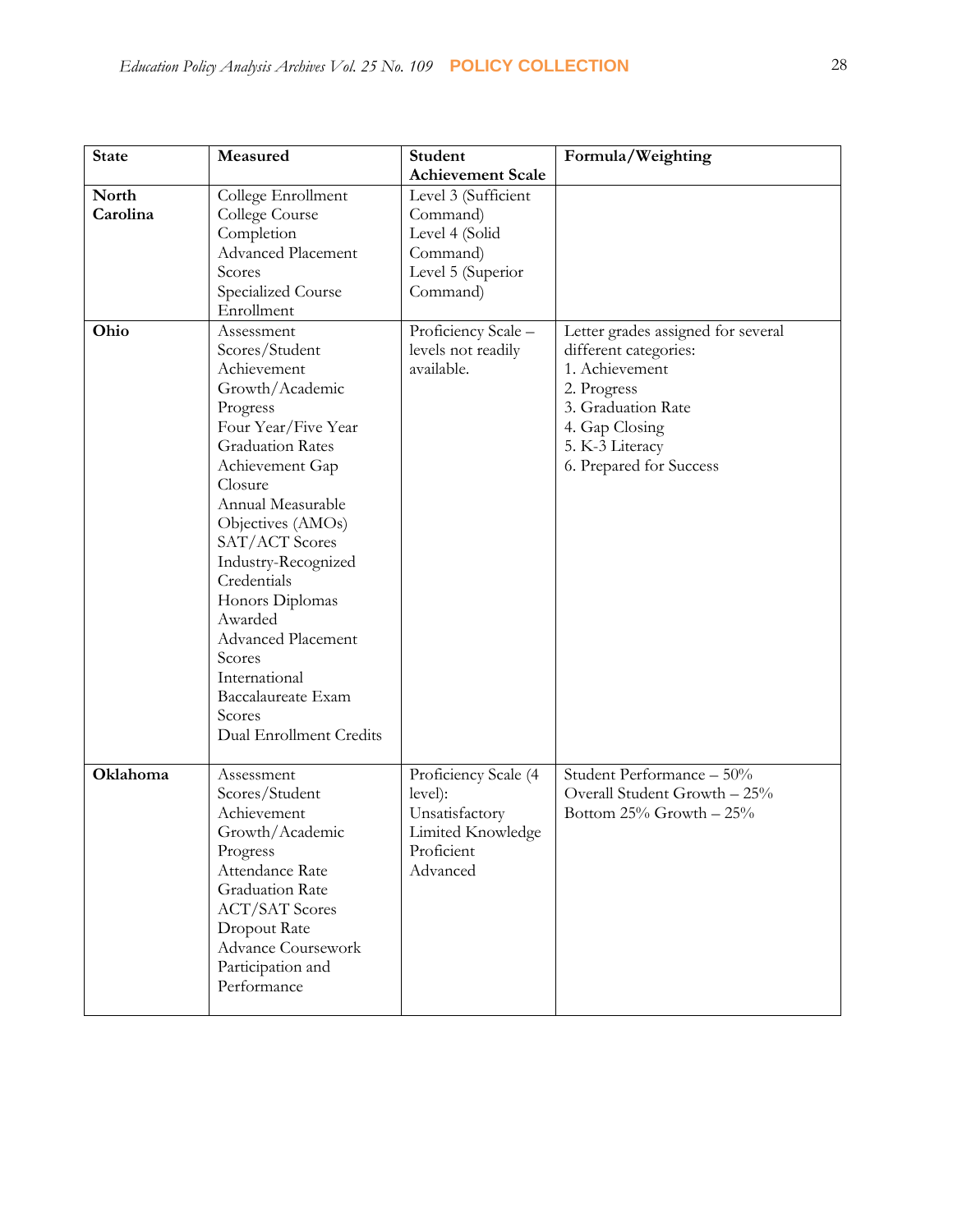| State | Measured | Student Achievement Scale | Formula/Weighting |
|---|---|---|---|
| **North Carolina** | College Enrollment<br>College Course Completion<br>Advanced Placement Scores<br>Specialized Course Enrollment | Level 3 (Sufficient Command)<br>Level 4 (Solid Command)<br>Level 5 (Superior Command) | |
| **Ohio** | Assessment Scores/Student Achievement<br>Growth/Academic Progress<br>Four Year/Five Year Graduation Rates<br>Achievement Gap Closure<br>Annual Measurable Objectives (AMOs)<br>SAT/ACT Scores<br>Industry-Recognized Credentials<br>Honors Diplomas Awarded<br>Advanced Placement Scores<br>International Baccalaureate Exam Scores<br>Dual Enrollment Credits | Proficiency Scale – levels not readily available. | Letter grades assigned for several different categories:<br>1. Achievement<br>2. Progress<br>3. Graduation Rate<br>4. Gap Closing<br>5. K-3 Literacy<br>6. Prepared for Success |
| **Oklahoma** | Assessment Scores/Student Achievement<br>Growth/Academic Progress<br>Attendance Rate<br>Graduation Rate<br>ACT/SAT Scores<br>Dropout Rate<br>Advance Coursework Participation and Performance | Proficiency Scale (4 level):<br>Unsatisfactory<br>Limited Knowledge<br>Proficient<br>Advanced | Student Performance – 50%<br>Overall Student Growth – 25%<br>Bottom 25% Growth – 25% |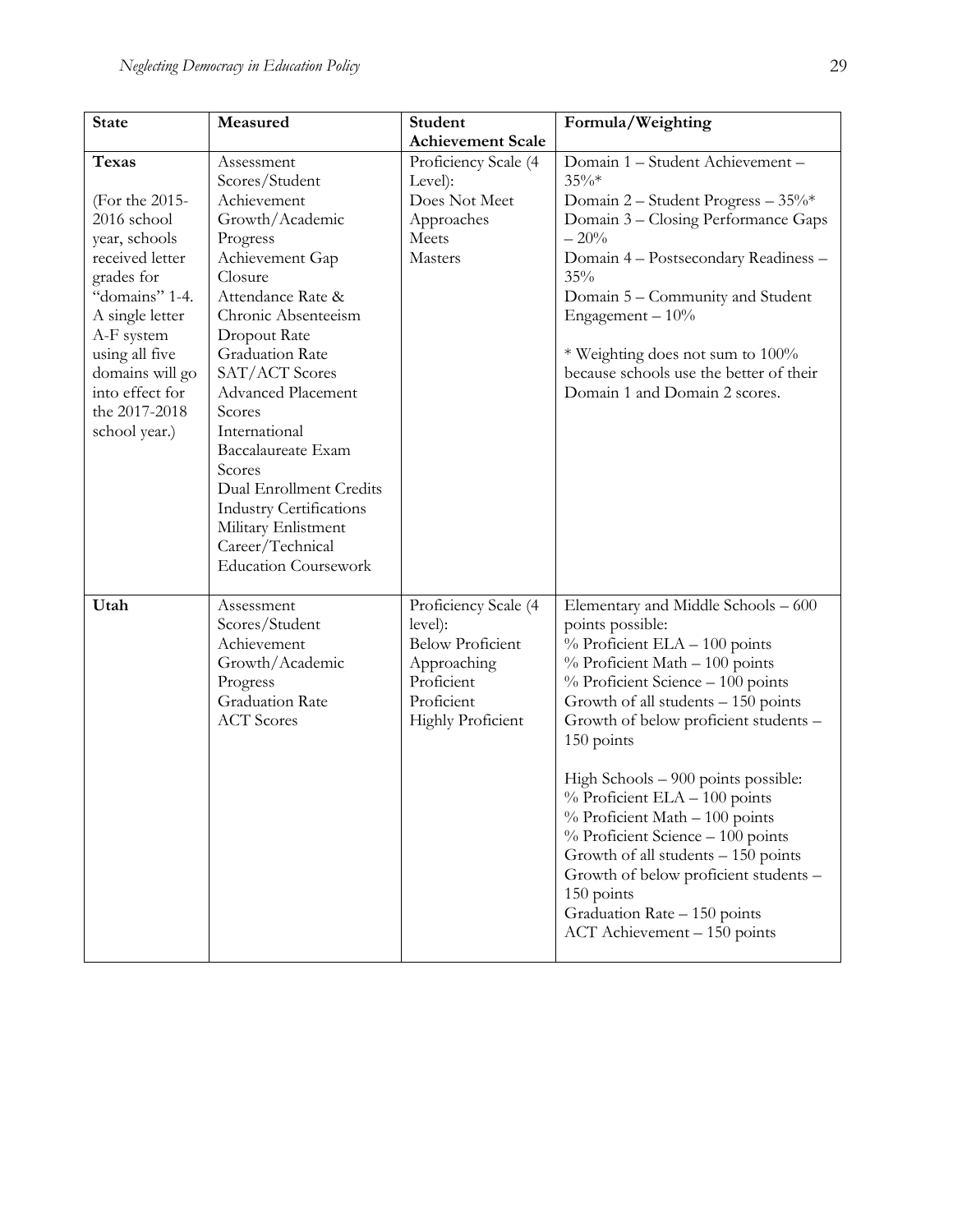| State | Measured | Student Achievement Scale | Formula/Weighting |
|---|---|---|---|
| **Texas**<br><br>(For the 2015-2016 school year, schools received letter grades for "domains" 1-4. A single letter A-F system using all five domains will go into effect for the 2017-2018 school year.) | Assessment Scores/Student Achievement<br>Growth/Academic Progress<br>Achievement Gap Closure<br>Attendance Rate & Chronic Absenteeism<br>Dropout Rate<br>Graduation Rate<br>SAT/ACT Scores<br>Advanced Placement Scores<br>International Baccalaureate Exam Scores<br>Dual Enrollment Credits<br>Industry Certifications<br>Military Enlistment<br>Career/Technical Education Coursework | Proficiency Scale (4 Level):<br>Does Not Meet<br>Approaches<br>Meets<br>Masters | Domain 1 – Student Achievement – 35%*<br>Domain 2 – Student Progress – 35%*<br>Domain 3 – Closing Performance Gaps – 20%<br>Domain 4 – Postsecondary Readiness – 35%<br>Domain 5 – Community and Student Engagement – 10%<br><br>* Weighting does not sum to 100% because schools use the better of their Domain 1 and Domain 2 scores. |
| **Utah** | Assessment Scores/Student Achievement<br>Growth/Academic Progress<br>Graduation Rate<br>ACT Scores | Proficiency Scale (4 level):<br>Below Proficient<br>Approaching Proficient<br>Proficient<br>Highly Proficient | Elementary and Middle Schools – 600 points possible:<br>% Proficient ELA – 100 points<br>% Proficient Math – 100 points<br>% Proficient Science – 100 points<br>Growth of all students – 150 points<br>Growth of below proficient students – 150 points<br><br>High Schools – 900 points possible:<br>% Proficient ELA – 100 points<br>% Proficient Math – 100 points<br>% Proficient Science – 100 points<br>Growth of all students – 150 points<br>Growth of below proficient students – 150 points<br>Graduation Rate – 150 points<br>ACT Achievement – 150 points |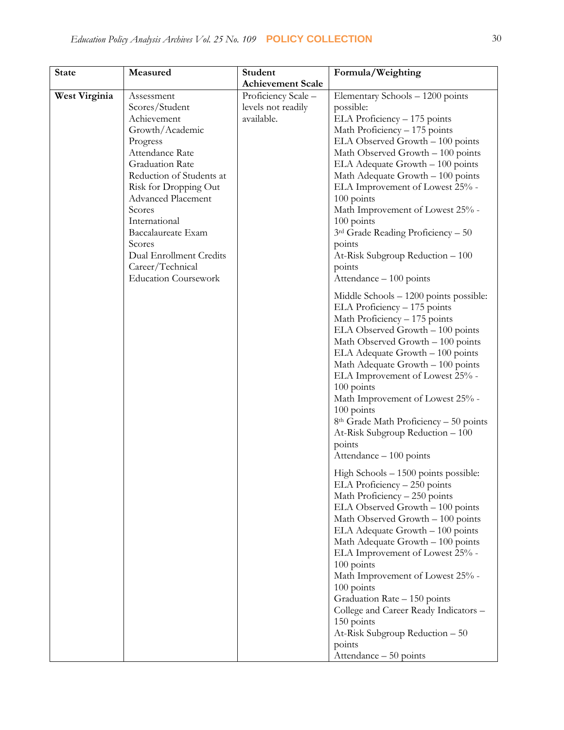| State | Measured | Student Achievement Scale | Formula/Weighting |
|---|---|---|---|
| **West Virginia** | Assessment Scores/Student Achievement<br>Growth/Academic Progress<br>Attendance Rate<br>Graduation Rate<br>Reduction of Students at Risk for Dropping Out<br>Advanced Placement Scores<br>International Baccalaureate Exam Scores<br>Dual Enrollment Credits<br>Career/Technical Education Coursework | Proficiency Scale – levels not readily available. | Elementary Schools – 1200 points possible:<br>ELA Proficiency – 175 points<br>Math Proficiency – 175 points<br>ELA Observed Growth – 100 points<br>Math Observed Growth – 100 points<br>ELA Adequate Growth – 100 points<br>Math Adequate Growth – 100 points<br>ELA Improvement of Lowest 25% - 100 points<br>Math Improvement of Lowest 25% - 100 points<br>3rd Grade Reading Proficiency – 50 points<br>At-Risk Subgroup Reduction – 100 points<br>Attendance – 100 points<br><br>Middle Schools – 1200 points possible:<br>ELA Proficiency – 175 points<br>Math Proficiency – 175 points<br>ELA Observed Growth – 100 points<br>Math Observed Growth – 100 points<br>ELA Adequate Growth – 100 points<br>Math Adequate Growth – 100 points<br>ELA Improvement of Lowest 25% - 100 points<br>Math Improvement of Lowest 25% - 100 points<br>8th Grade Math Proficiency – 50 points<br>At-Risk Subgroup Reduction – 100 points<br>Attendance – 100 points<br><br>High Schools – 1500 points possible:<br>ELA Proficiency – 250 points<br>Math Proficiency – 250 points<br>ELA Observed Growth – 100 points<br>Math Observed Growth – 100 points<br>ELA Adequate Growth – 100 points<br>Math Adequate Growth – 100 points<br>ELA Improvement of Lowest 25% - 100 points<br>Math Improvement of Lowest 25% - 100 points<br>Graduation Rate – 150 points<br>College and Career Ready Indicators – 150 points<br>At-Risk Subgroup Reduction – 50 points<br>Attendance – 50 points |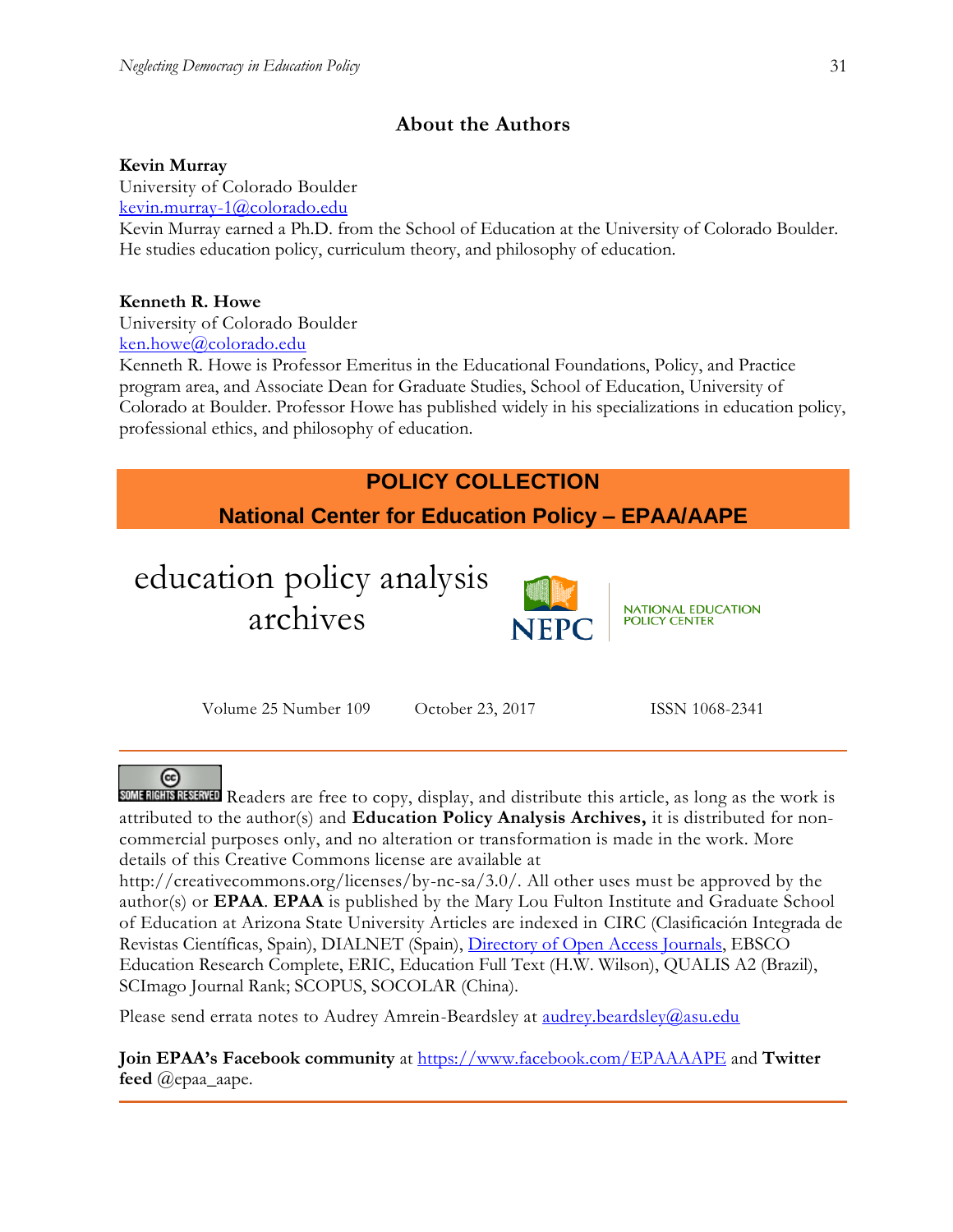## About the Authors

**Kevin Murray**
University of Colorado Boulder
kevin.murray-1@colorado.edu
Kevin Murray earned a Ph.D. from the School of Education at the University of Colorado Boulder. He studies education policy, curriculum theory, and philosophy of education.

**Kenneth R. Howe**
University of Colorado Boulder
ken.howe@colorado.edu
Kenneth R. Howe is Professor Emeritus in the Educational Foundations, Policy, and Practice program area, and Associate Dean for Graduate Studies, School of Education, University of Colorado at Boulder. Professor Howe has published widely in his specializations in education policy, professional ethics, and philosophy of education.

**POLICY COLLECTION**

**National Center for Education Policy – EPAA/AAPE**

education policy analysis archives

NEPC NATIONAL EDUCATION POLICY CENTER

Volume 25 Number 109 October 23, 2017 ISSN 1068-2341

SOME RIGHTS RESERVED Readers are free to copy, display, and distribute this article, as long as the work is attributed to the author(s) and **Education Policy Analysis Archives,** it is distributed for non-commercial purposes only, and no alteration or transformation is made in the work. More details of this Creative Commons license are available at http://creativecommons.org/licenses/by-nc-sa/3.0/. All other uses must be approved by the author(s) or **EPAA**. **EPAA** is published by the Mary Lou Fulton Institute and Graduate School of Education at Arizona State University Articles are indexed in CIRC (Clasificación Integrada de Revistas Científicas, Spain), DIALNET (Spain), Directory of Open Access Journals, EBSCO Education Research Complete, ERIC, Education Full Text (H.W. Wilson), QUALIS A2 (Brazil), SCImago Journal Rank; SCOPUS, SOCOLAR (China).

Please send errata notes to Audrey Amrein-Beardsley at audrey.beardsley@asu.edu

**Join EPAA's Facebook community** at https://www.facebook.com/EPAAAAPE and **Twitter feed** @epaa_aape.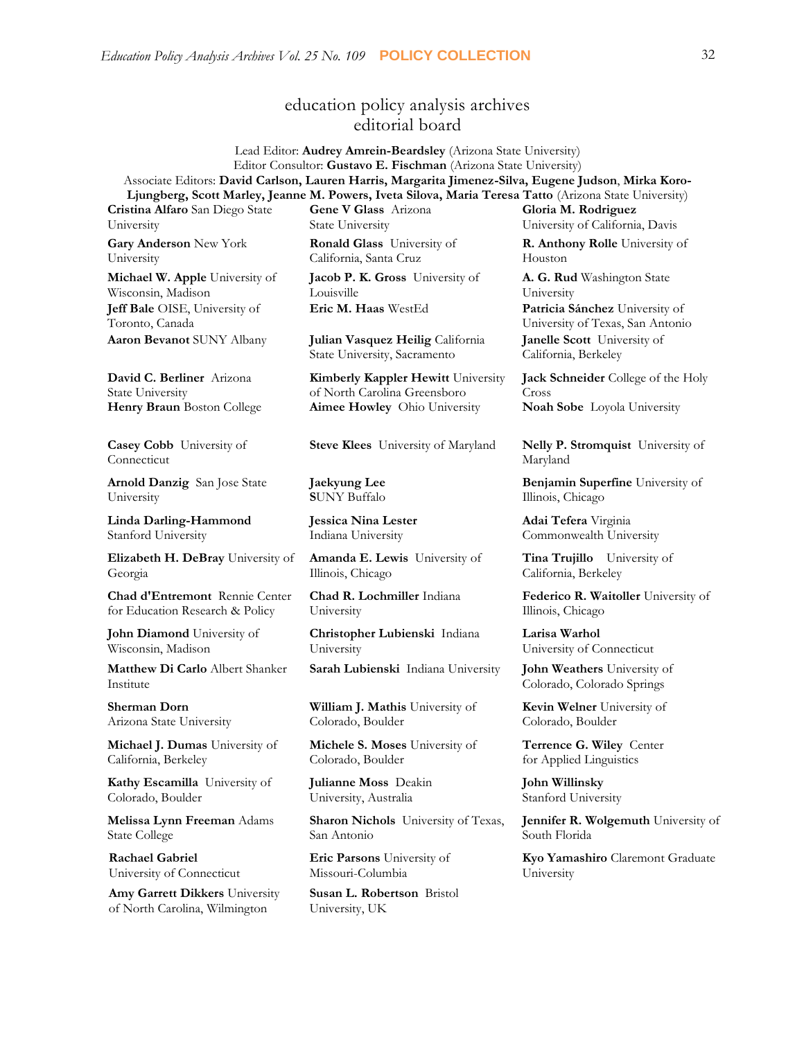# education policy analysis archives
## editorial board

Lead Editor: **Audrey Amrein-Beardsley** (Arizona State University)
Editor Consultor: **Gustavo E. Fischman** (Arizona State University)
Associate Editors: **David Carlson, Lauren Harris, Margarita Jimenez-Silva, Eugene Judson**, **Mirka Koro-Ljungberg, Scott Marley, Jeanne M. Powers, Iveta Silova, Maria Teresa Tatto** (Arizona State University)

**Cristina Alfaro** San Diego State University

**Gary Anderson** New York University

**Michael W. Apple** University of Wisconsin, Madison

**Jeff Bale** OISE, University of Toronto, Canada

**Aaron Bevanot** SUNY Albany

**David C. Berliner** Arizona State University

**Henry Braun** Boston College

**Casey Cobb** University of Connecticut

**Arnold Danzig** San Jose State University

**Linda Darling-Hammond** Stanford University

**Elizabeth H. DeBray** University of Georgia

**Chad d'Entremont** Rennie Center for Education Research & Policy

**John Diamond** University of Wisconsin, Madison

**Matthew Di Carlo** Albert Shanker Institute

**Sherman Dorn** Arizona State University

**Michael J. Dumas** University of California, Berkeley

**Kathy Escamilla** University of Colorado, Boulder

**Melissa Lynn Freeman** Adams State College

**Rachael Gabriel** University of Connecticut

**Amy Garrett Dikkers** University of North Carolina, Wilmington

**Gene V Glass** Arizona State University

**Ronald Glass** University of California, Santa Cruz

**Jacob P. K. Gross** University of Louisville

**Eric M. Haas** WestEd

**Julian Vasquez Heilig** California State University, Sacramento

**Kimberly Kappler Hewitt** University of North Carolina Greensboro

**Aimee Howley** Ohio University

**Steve Klees** University of Maryland

**Jaekyung Lee** SUNY Buffalo

**Jessica Nina Lester** Indiana University

**Amanda E. Lewis** University of Illinois, Chicago

**Chad R. Lochmiller** Indiana University

**Christopher Lubienski** Indiana University

**Sarah Lubienski** Indiana University

**William J. Mathis** University of Colorado, Boulder

**Michele S. Moses** University of Colorado, Boulder

**Julianne Moss** Deakin University, Australia

**Sharon Nichols** University of Texas, San Antonio

**Eric Parsons** University of Missouri-Columbia

**Susan L. Robertson** Bristol University, UK

**Gloria M. Rodriguez** University of California, Davis

**R. Anthony Rolle** University of Houston

**A. G. Rud** Washington State University

**Patricia Sánchez** University of University of Texas, San Antonio

**Janelle Scott** University of California, Berkeley

**Jack Schneider** College of the Holy Cross

**Noah Sobe** Loyola University

**Nelly P. Stromquist** University of Maryland

**Benjamin Superfine** University of Illinois, Chicago

**Adai Tefera** Virginia Commonwealth University

**Tina Trujillo** University of California, Berkeley

**Federico R. Waitoller** University of Illinois, Chicago

**Larisa Warhol** University of Connecticut

**John Weathers** University of Colorado, Colorado Springs

**Kevin Welner** University of Colorado, Boulder

**Terrence G. Wiley** Center for Applied Linguistics

**John Willinsky** Stanford University

**Jennifer R. Wolgemuth** University of South Florida

**Kyo Yamashiro** Claremont Graduate University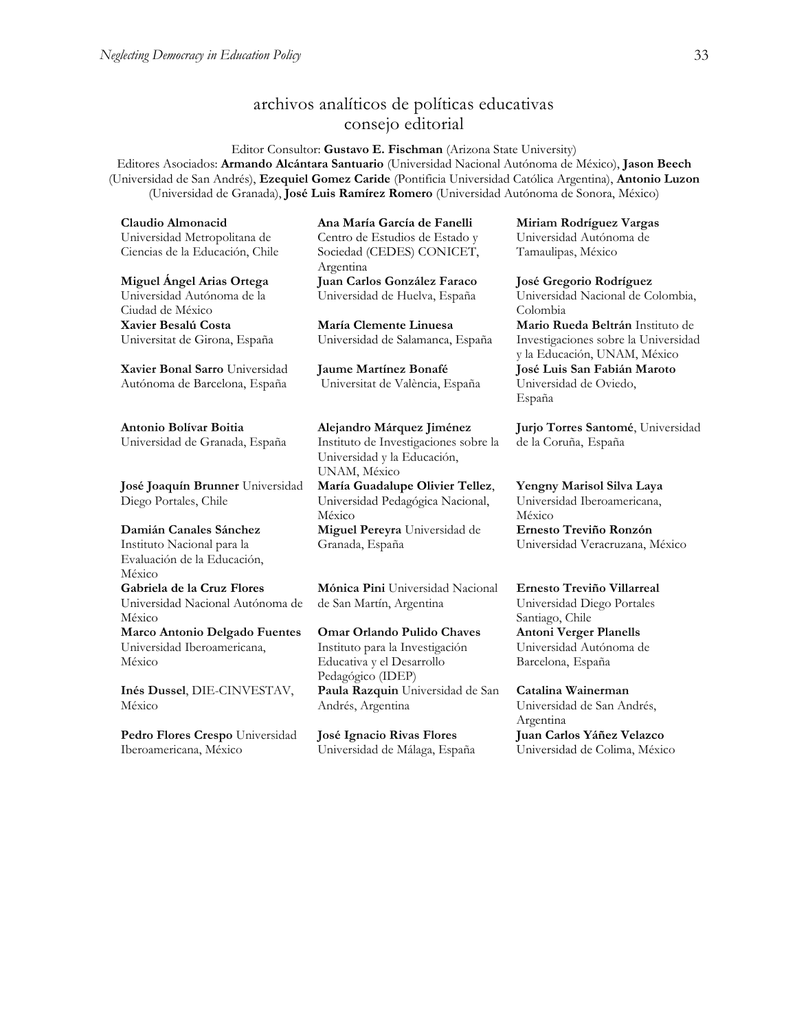## archivos analíticos de políticas educativas consejo editorial

Editor Consultor: **Gustavo E. Fischman** (Arizona State University)
Editores Asociados: **Armando Alcántara Santuario** (Universidad Nacional Autónoma de México), **Jason Beech** (Universidad de San Andrés), **Ezequiel Gomez Caride** (Pontificia Universidad Católica Argentina), **Antonio Luzon** (Universidad de Granada), **José Luis Ramírez Romero** (Universidad Autónoma de Sonora, México)

**Claudio Almonacid** Universidad Metropolitana de Ciencias de la Educación, Chile

**Miguel Ángel Arias Ortega** Universidad Autónoma de la Ciudad de México

**Xavier Besalú Costa** Universitat de Girona, España

**Xavier Bonal Sarro** Universidad Autónoma de Barcelona, España

**Antonio Bolívar Boitia** Universidad de Granada, España

**José Joaquín Brunner** Universidad Diego Portales, Chile

**Damián Canales Sánchez** Instituto Nacional para la Evaluación de la Educación, México

**Gabriela de la Cruz Flores** Universidad Nacional Autónoma de México

**Marco Antonio Delgado Fuentes** Universidad Iberoamericana, México

**Inés Dussel**, DIE-CINVESTAV, México

**Pedro Flores Crespo** Universidad Iberoamericana, México

**Ana María García de Fanelli** Centro de Estudios de Estado y Sociedad (CEDES) CONICET, Argentina

**Juan Carlos González Faraco** Universidad de Huelva, España

**María Clemente Linuesa** Universidad de Salamanca, España

**Jaume Martínez Bonafé** Universitat de València, España

**Alejandro Márquez Jiménez** Instituto de Investigaciones sobre la Universidad y la Educación, UNAM, México

**María Guadalupe Olivier Tellez**, Universidad Pedagógica Nacional, México

**Miguel Pereyra** Universidad de Granada, España

**Mónica Pini** Universidad Nacional de San Martín, Argentina

**Omar Orlando Pulido Chaves** Instituto para la Investigación Educativa y el Desarrollo Pedagógico (IDEP)

**Paula Razquin** Universidad de San Andrés, Argentina

**José Ignacio Rivas Flores** Universidad de Málaga, España

**Miriam Rodríguez Vargas** Universidad Autónoma de Tamaulipas, México

**José Gregorio Rodríguez** Universidad Nacional de Colombia, Colombia

**Mario Rueda Beltrán** Instituto de Investigaciones sobre la Universidad y la Educación, UNAM, México

**José Luis San Fabián Maroto** Universidad de Oviedo, España

**Jurjo Torres Santomé**, Universidad de la Coruña, España

**Yengny Marisol Silva Laya** Universidad Iberoamericana, México

**Ernesto Treviño Ronzón** Universidad Veracruzana, México

**Ernesto Treviño Villarreal** Universidad Diego Portales Santiago, Chile

**Antoni Verger Planells** Universidad Autónoma de Barcelona, España

**Catalina Wainerman** Universidad de San Andrés, Argentina

**Juan Carlos Yáñez Velazco** Universidad de Colima, México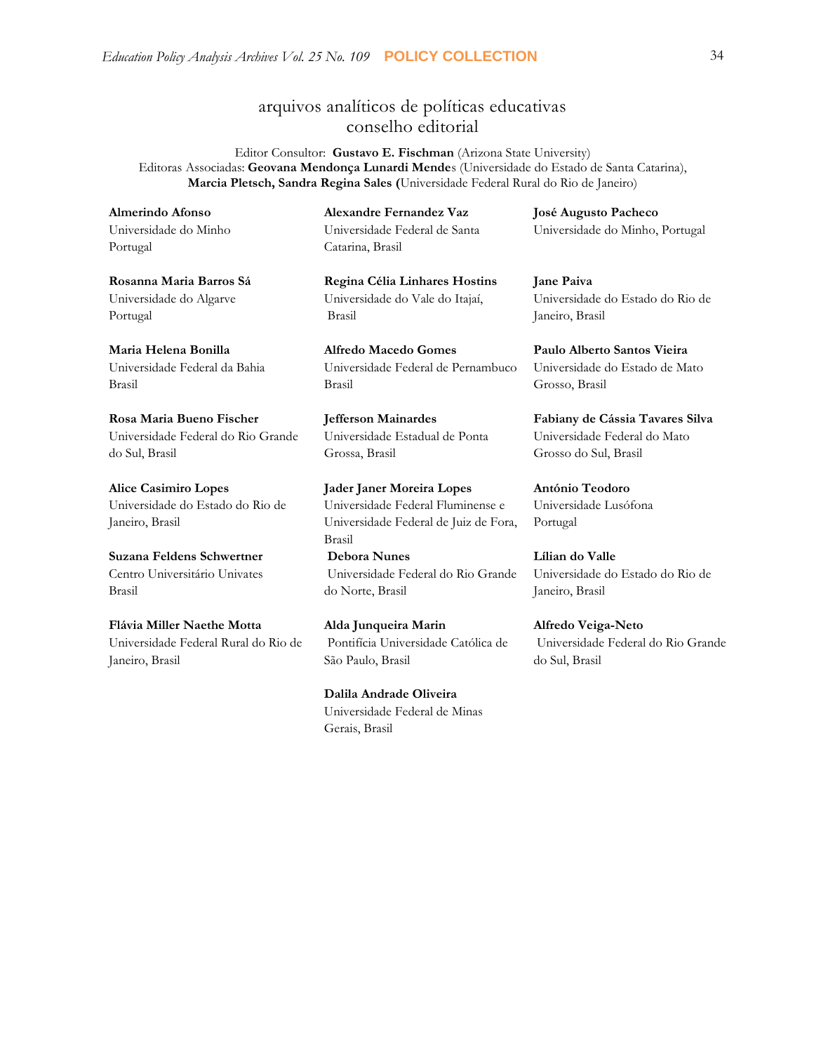## arquivos analíticos de políticas educativas
## conselho editorial

Editor Consultor: **Gustavo E. Fischman** (Arizona State University)
Editoras Associadas: **Geovana Mendonça Lunardi Mende**s (Universidade do Estado de Santa Catarina), **Marcia Pletsch, Sandra Regina Sales (**Universidade Federal Rural do Rio de Janeiro)

**Almerindo Afonso**
Universidade do Minho
Portugal

**Rosanna Maria Barros Sá**
Universidade do Algarve
Portugal

**Maria Helena Bonilla**
Universidade Federal da Bahia
Brasil

**Rosa Maria Bueno Fischer**
Universidade Federal do Rio Grande do Sul, Brasil

**Alice Casimiro Lopes**
Universidade do Estado do Rio de Janeiro, Brasil

**Suzana Feldens Schwertner**
Centro Universitário Univates
Brasil

**Flávia Miller Naethe Motta**
Universidade Federal Rural do Rio de Janeiro, Brasil

**Alexandre Fernandez Vaz**
Universidade Federal de Santa Catarina, Brasil

**Regina Célia Linhares Hostins**
Universidade do Vale do Itajaí, Brasil

**Alfredo Macedo Gomes**
Universidade Federal de Pernambuco
Brasil

**Jefferson Mainardes**
Universidade Estadual de Ponta Grossa, Brasil

**Jader Janer Moreira Lopes**
Universidade Federal Fluminense e Universidade Federal de Juiz de Fora, Brasil

**Debora Nunes**
Universidade Federal do Rio Grande do Norte, Brasil

**Alda Junqueira Marin**
Pontifícia Universidade Católica de São Paulo, Brasil

**Dalila Andrade Oliveira**
Universidade Federal de Minas Gerais, Brasil

**José Augusto Pacheco**
Universidade do Minho, Portugal

**Jane Paiva**
Universidade do Estado do Rio de Janeiro, Brasil

**Paulo Alberto Santos Vieira**
Universidade do Estado de Mato Grosso, Brasil

**Fabiany de Cássia Tavares Silva**
Universidade Federal do Mato Grosso do Sul, Brasil

**António Teodoro**
Universidade Lusófona
Portugal

**Lílian do Valle**
Universidade do Estado do Rio de Janeiro, Brasil

**Alfredo Veiga-Neto**
Universidade Federal do Rio Grande do Sul, Brasil